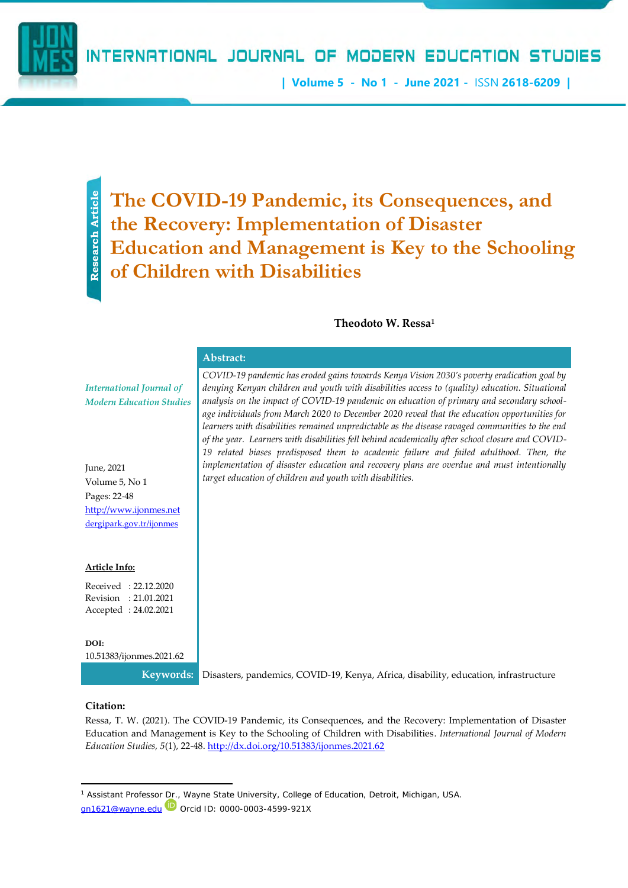Research Article

# The COVID-19 Pandemic, its Consequences, and the Recovery: Implementation of Disaster Education and Management is Key to the Schooling of Children with Disabilities

**Theodoto W. Ressa**[1]

*International Journal of Modern Education Studies*

June, 2021
Volume 5, No 1
Pages: 22-48
http://www.ijonmes.net
dergipark.gov.tr/ijonmes

**Article Info:**

Received : 22.12.2020
Revision : 21.01.2021
Accepted : 24.02.2021

**DOI:**
10.51383/ijonmes.2021.62

**Abstract:**

*COVID-19 pandemic has eroded gains towards Kenya Vision 2030's poverty eradication goal by denying Kenyan children and youth with disabilities access to (quality) education. Situational analysis on the impact of COVID-19 pandemic on education of primary and secondary school-age individuals from March 2020 to December 2020 reveal that the education opportunities for learners with disabilities remained unpredictable as the disease ravaged communities to the end of the year. Learners with disabilities fell behind academically after school closure and COVID-19 related biases predisposed them to academic failure and failed adulthood. Then, the implementation of disaster education and recovery plans are overdue and must intentionally target education of children and youth with disabilities.*

**Keywords:** Disasters, pandemics, COVID-19, Kenya, Africa, disability, education, infrastructure

**Citation:**

Ressa, T. W. (2021). The COVID-19 Pandemic, its Consequences, and the Recovery: Implementation of Disaster Education and Management is Key to the Schooling of Children with Disabilities. *International Journal of Modern Education Studies, 5*(1), 22-48. http://dx.doi.org/10.51383/ijonmes.2021.62

---

[1] Assistant Professor Dr., Wayne State University, College of Education, Detroit, Michigan, USA. gn1621@wayne.edu Orcid ID: 0000-0003-4599-921X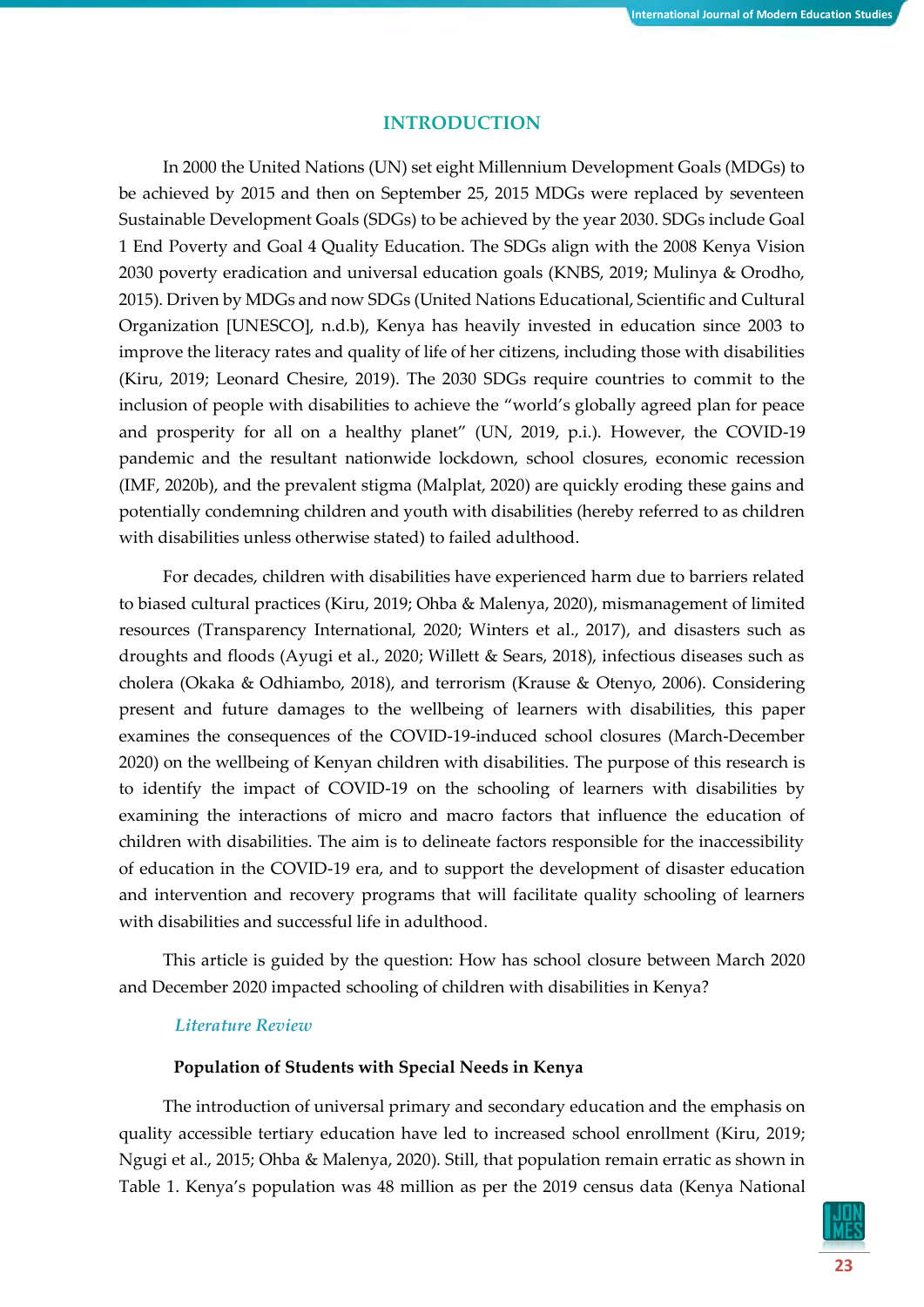## INTRODUCTION

In 2000 the United Nations (UN) set eight Millennium Development Goals (MDGs) to be achieved by 2015 and then on September 25, 2015 MDGs were replaced by seventeen Sustainable Development Goals (SDGs) to be achieved by the year 2030. SDGs include Goal 1 End Poverty and Goal 4 Quality Education. The SDGs align with the 2008 Kenya Vision 2030 poverty eradication and universal education goals (KNBS, 2019; Mulinya & Orodho, 2015). Driven by MDGs and now SDGs (United Nations Educational, Scientific and Cultural Organization [UNESCO], n.d.b), Kenya has heavily invested in education since 2003 to improve the literacy rates and quality of life of her citizens, including those with disabilities (Kiru, 2019; Leonard Chesire, 2019). The 2030 SDGs require countries to commit to the inclusion of people with disabilities to achieve the "world's globally agreed plan for peace and prosperity for all on a healthy planet" (UN, 2019, p.i.). However, the COVID-19 pandemic and the resultant nationwide lockdown, school closures, economic recession (IMF, 2020b), and the prevalent stigma (Malplat, 2020) are quickly eroding these gains and potentially condemning children and youth with disabilities (hereby referred to as children with disabilities unless otherwise stated) to failed adulthood.

For decades, children with disabilities have experienced harm due to barriers related to biased cultural practices (Kiru, 2019; Ohba & Malenya, 2020), mismanagement of limited resources (Transparency International, 2020; Winters et al., 2017), and disasters such as droughts and floods (Ayugi et al., 2020; Willett & Sears, 2018), infectious diseases such as cholera (Okaka & Odhiambo, 2018), and terrorism (Krause & Otenyo, 2006). Considering present and future damages to the wellbeing of learners with disabilities, this paper examines the consequences of the COVID-19-induced school closures (March-December 2020) on the wellbeing of Kenyan children with disabilities. The purpose of this research is to identify the impact of COVID-19 on the schooling of learners with disabilities by examining the interactions of micro and macro factors that influence the education of children with disabilities. The aim is to delineate factors responsible for the inaccessibility of education in the COVID-19 era, and to support the development of disaster education and intervention and recovery programs that will facilitate quality schooling of learners with disabilities and successful life in adulthood.

This article is guided by the question: How has school closure between March 2020 and December 2020 impacted schooling of children with disabilities in Kenya?

### *Literature Review*

#### **Population of Students with Special Needs in Kenya**

The introduction of universal primary and secondary education and the emphasis on quality accessible tertiary education have led to increased school enrollment (Kiru, 2019; Ngugi et al., 2015; Ohba & Malenya, 2020). Still, that population remain erratic as shown in Table 1. Kenya's population was 48 million as per the 2019 census data (Kenya National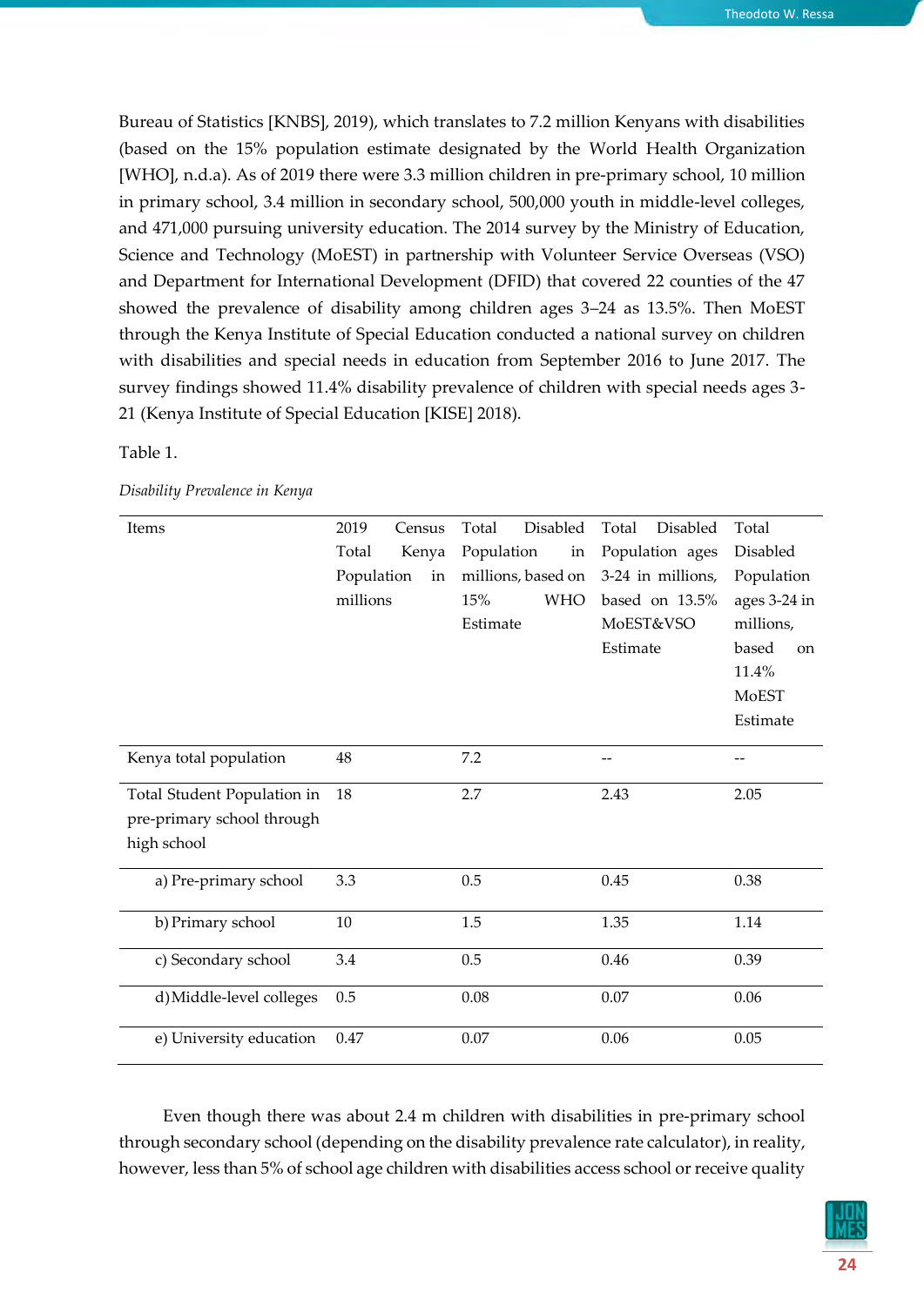Bureau of Statistics [KNBS], 2019), which translates to 7.2 million Kenyans with disabilities (based on the 15% population estimate designated by the World Health Organization [WHO], n.d.a). As of 2019 there were 3.3 million children in pre-primary school, 10 million in primary school, 3.4 million in secondary school, 500,000 youth in middle-level colleges, and 471,000 pursuing university education. The 2014 survey by the Ministry of Education, Science and Technology (MoEST) in partnership with Volunteer Service Overseas (VSO) and Department for International Development (DFID) that covered 22 counties of the 47 showed the prevalence of disability among children ages 3–24 as 13.5%. Then MoEST through the Kenya Institute of Special Education conducted a national survey on children with disabilities and special needs in education from September 2016 to June 2017. The survey findings showed 11.4% disability prevalence of children with special needs ages 3-21 (Kenya Institute of Special Education [KISE] 2018).

Table 1.

*Disability Prevalence in Kenya*

| Items | 2019 Census Total Kenya Population in millions | Total Disabled Population in millions, based on 15% WHO Estimate | Total Disabled Population ages 3-24 in millions, based on 13.5% MoEST&VSO Estimate | Total Disabled Population ages 3-24 in millions, based on 11.4% MoEST Estimate |
|---|---|---|---|---|
| Kenya total population | 48 | 7.2 | -- | -- |
| Total Student Population in pre-primary school through high school | 18 | 2.7 | 2.43 | 2.05 |
| a) Pre-primary school | 3.3 | 0.5 | 0.45 | 0.38 |
| b) Primary school | 10 | 1.5 | 1.35 | 1.14 |
| c) Secondary school | 3.4 | 0.5 | 0.46 | 0.39 |
| d) Middle-level colleges | 0.5 | 0.08 | 0.07 | 0.06 |
| e) University education | 0.47 | 0.07 | 0.06 | 0.05 |

Even though there was about 2.4 m children with disabilities in pre-primary school through secondary school (depending on the disability prevalence rate calculator), in reality, however, less than 5% of school age children with disabilities access school or receive quality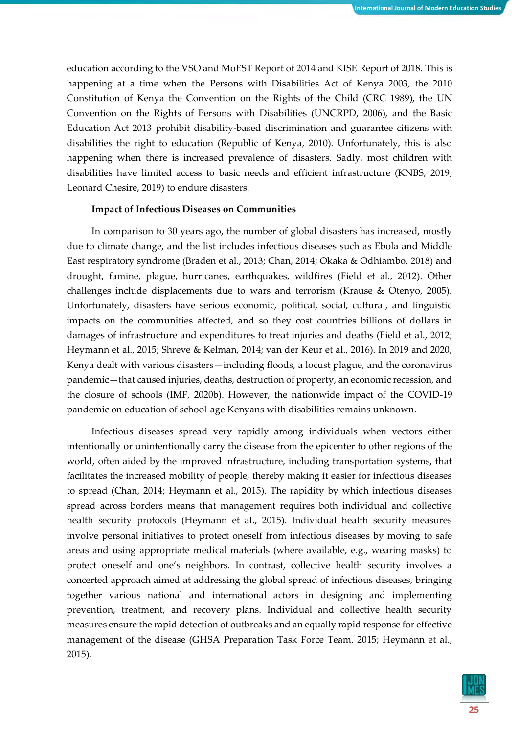education according to the VSO and MoEST Report of 2014 and KISE Report of 2018. This is happening at a time when the Persons with Disabilities Act of Kenya 2003, the 2010 Constitution of Kenya the Convention on the Rights of the Child (CRC 1989), the UN Convention on the Rights of Persons with Disabilities (UNCRPD, 2006), and the Basic Education Act 2013 prohibit disability-based discrimination and guarantee citizens with disabilities the right to education (Republic of Kenya, 2010). Unfortunately, this is also happening when there is increased prevalence of disasters. Sadly, most children with disabilities have limited access to basic needs and efficient infrastructure (KNBS, 2019; Leonard Chesire, 2019) to endure disasters.

### Impact of Infectious Diseases on Communities

In comparison to 30 years ago, the number of global disasters has increased, mostly due to climate change, and the list includes infectious diseases such as Ebola and Middle East respiratory syndrome (Braden et al., 2013; Chan, 2014; Okaka & Odhiambo, 2018) and drought, famine, plague, hurricanes, earthquakes, wildfires (Field et al., 2012). Other challenges include displacements due to wars and terrorism (Krause & Otenyo, 2005). Unfortunately, disasters have serious economic, political, social, cultural, and linguistic impacts on the communities affected, and so they cost countries billions of dollars in damages of infrastructure and expenditures to treat injuries and deaths (Field et al., 2012; Heymann et al., 2015; Shreve & Kelman, 2014; van der Keur et al., 2016). In 2019 and 2020, Kenya dealt with various disasters—including floods, a locust plague, and the coronavirus pandemic—that caused injuries, deaths, destruction of property, an economic recession, and the closure of schools (IMF, 2020b). However, the nationwide impact of the COVID-19 pandemic on education of school-age Kenyans with disabilities remains unknown.

Infectious diseases spread very rapidly among individuals when vectors either intentionally or unintentionally carry the disease from the epicenter to other regions of the world, often aided by the improved infrastructure, including transportation systems, that facilitates the increased mobility of people, thereby making it easier for infectious diseases to spread (Chan, 2014; Heymann et al., 2015). The rapidity by which infectious diseases spread across borders means that management requires both individual and collective health security protocols (Heymann et al., 2015). Individual health security measures involve personal initiatives to protect oneself from infectious diseases by moving to safe areas and using appropriate medical materials (where available, e.g., wearing masks) to protect oneself and one's neighbors. In contrast, collective health security involves a concerted approach aimed at addressing the global spread of infectious diseases, bringing together various national and international actors in designing and implementing prevention, treatment, and recovery plans. Individual and collective health security measures ensure the rapid detection of outbreaks and an equally rapid response for effective management of the disease (GHSA Preparation Task Force Team, 2015; Heymann et al., 2015).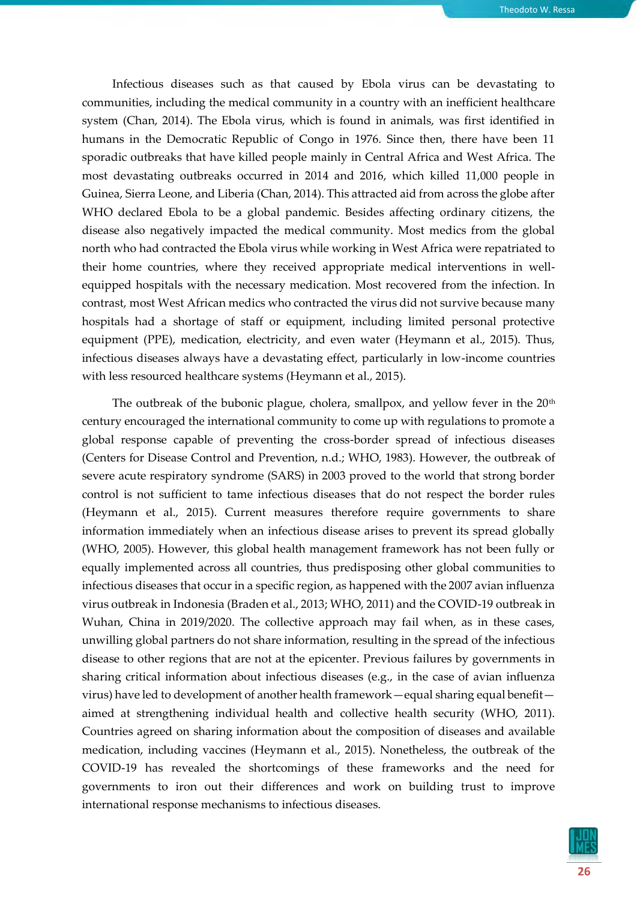Infectious diseases such as that caused by Ebola virus can be devastating to communities, including the medical community in a country with an inefficient healthcare system (Chan, 2014). The Ebola virus, which is found in animals, was first identified in humans in the Democratic Republic of Congo in 1976. Since then, there have been 11 sporadic outbreaks that have killed people mainly in Central Africa and West Africa. The most devastating outbreaks occurred in 2014 and 2016, which killed 11,000 people in Guinea, Sierra Leone, and Liberia (Chan, 2014). This attracted aid from across the globe after WHO declared Ebola to be a global pandemic. Besides affecting ordinary citizens, the disease also negatively impacted the medical community. Most medics from the global north who had contracted the Ebola virus while working in West Africa were repatriated to their home countries, where they received appropriate medical interventions in well-equipped hospitals with the necessary medication. Most recovered from the infection. In contrast, most West African medics who contracted the virus did not survive because many hospitals had a shortage of staff or equipment, including limited personal protective equipment (PPE), medication, electricity, and even water (Heymann et al., 2015). Thus, infectious diseases always have a devastating effect, particularly in low-income countries with less resourced healthcare systems (Heymann et al., 2015).

The outbreak of the bubonic plague, cholera, smallpox, and yellow fever in the 20th century encouraged the international community to come up with regulations to promote a global response capable of preventing the cross-border spread of infectious diseases (Centers for Disease Control and Prevention, n.d.; WHO, 1983). However, the outbreak of severe acute respiratory syndrome (SARS) in 2003 proved to the world that strong border control is not sufficient to tame infectious diseases that do not respect the border rules (Heymann et al., 2015). Current measures therefore require governments to share information immediately when an infectious disease arises to prevent its spread globally (WHO, 2005). However, this global health management framework has not been fully or equally implemented across all countries, thus predisposing other global communities to infectious diseases that occur in a specific region, as happened with the 2007 avian influenza virus outbreak in Indonesia (Braden et al., 2013; WHO, 2011) and the COVID-19 outbreak in Wuhan, China in 2019/2020. The collective approach may fail when, as in these cases, unwilling global partners do not share information, resulting in the spread of the infectious disease to other regions that are not at the epicenter. Previous failures by governments in sharing critical information about infectious diseases (e.g., in the case of avian influenza virus) have led to development of another health framework—equal sharing equal benefit—aimed at strengthening individual health and collective health security (WHO, 2011). Countries agreed on sharing information about the composition of diseases and available medication, including vaccines (Heymann et al., 2015). Nonetheless, the outbreak of the COVID-19 has revealed the shortcomings of these frameworks and the need for governments to iron out their differences and work on building trust to improve international response mechanisms to infectious diseases.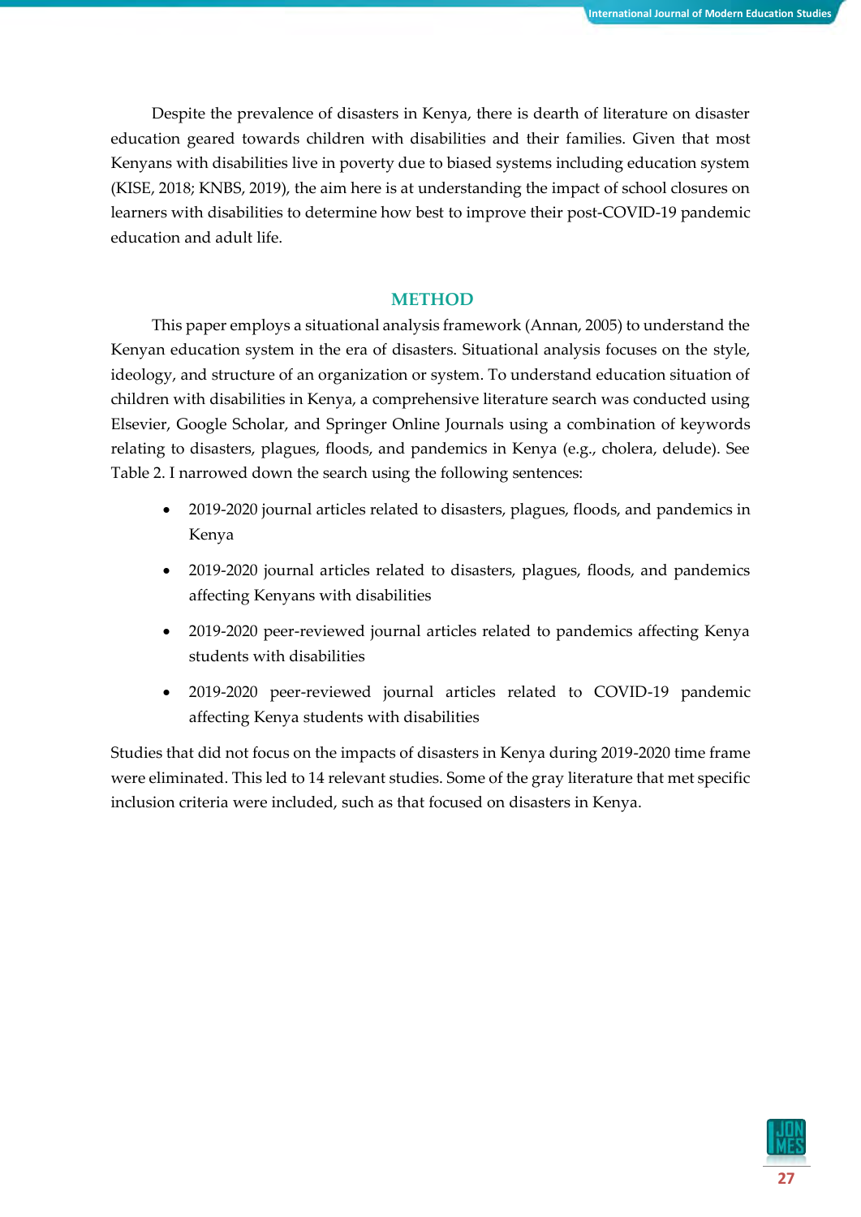Despite the prevalence of disasters in Kenya, there is dearth of literature on disaster education geared towards children with disabilities and their families. Given that most Kenyans with disabilities live in poverty due to biased systems including education system (KISE, 2018; KNBS, 2019), the aim here is at understanding the impact of school closures on learners with disabilities to determine how best to improve their post-COVID-19 pandemic education and adult life.

## METHOD

This paper employs a situational analysis framework (Annan, 2005) to understand the Kenyan education system in the era of disasters. Situational analysis focuses on the style, ideology, and structure of an organization or system. To understand education situation of children with disabilities in Kenya, a comprehensive literature search was conducted using Elsevier, Google Scholar, and Springer Online Journals using a combination of keywords relating to disasters, plagues, floods, and pandemics in Kenya (e.g., cholera, delude). See Table 2. I narrowed down the search using the following sentences:

- 2019-2020 journal articles related to disasters, plagues, floods, and pandemics in Kenya
- 2019-2020 journal articles related to disasters, plagues, floods, and pandemics affecting Kenyans with disabilities
- 2019-2020 peer-reviewed journal articles related to pandemics affecting Kenya students with disabilities
- 2019-2020 peer-reviewed journal articles related to COVID-19 pandemic affecting Kenya students with disabilities

Studies that did not focus on the impacts of disasters in Kenya during 2019-2020 time frame were eliminated. This led to 14 relevant studies. Some of the gray literature that met specific inclusion criteria were included, such as that focused on disasters in Kenya.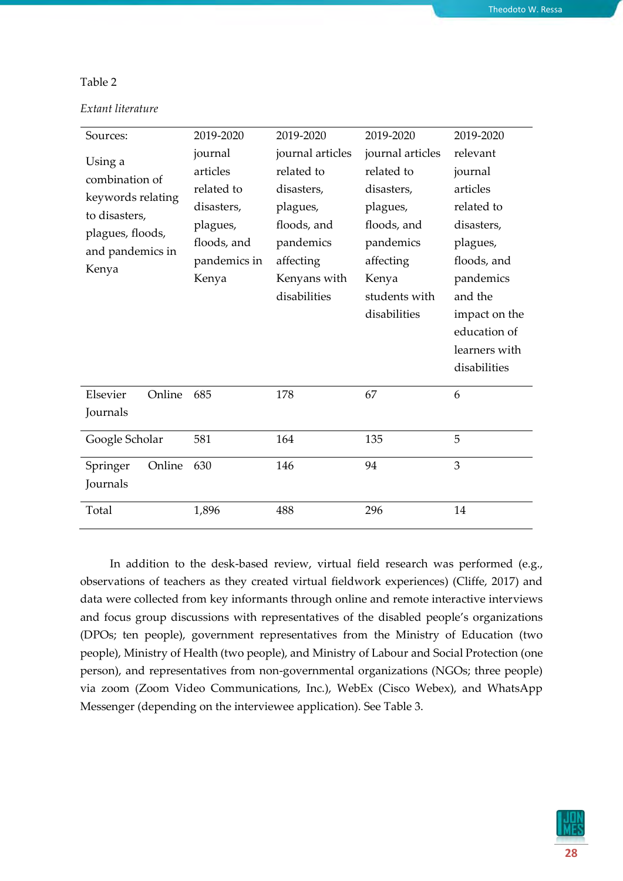Table 2

*Extant literature*

| Sources: Using a combination of keywords relating to disasters, plagues, floods, and pandemics in Kenya | 2019-2020 journal articles related to disasters, plagues, floods, and pandemics in Kenya | 2019-2020 journal articles related to disasters, plagues, floods, and pandemics affecting Kenyans with disabilities | 2019-2020 journal articles related to disasters, plagues, floods, and pandemics affecting Kenya students with disabilities | 2019-2020 relevant journal articles related to disasters, plagues, floods, and pandemics and the impact on the education of learners with disabilities |
|---|---|---|---|---|
| Elsevier Online Journals | 685 | 178 | 67 | 6 |
| Google Scholar | 581 | 164 | 135 | 5 |
| Springer Online Journals | 630 | 146 | 94 | 3 |
| Total | 1,896 | 488 | 296 | 14 |

In addition to the desk-based review, virtual field research was performed (e.g., observations of teachers as they created virtual fieldwork experiences) (Cliffe, 2017) and data were collected from key informants through online and remote interactive interviews and focus group discussions with representatives of the disabled people's organizations (DPOs; ten people), government representatives from the Ministry of Education (two people), Ministry of Health (two people), and Ministry of Labour and Social Protection (one person), and representatives from non-governmental organizations (NGOs; three people) via zoom (Zoom Video Communications, Inc.), WebEx (Cisco Webex), and WhatsApp Messenger (depending on the interviewee application). See Table 3.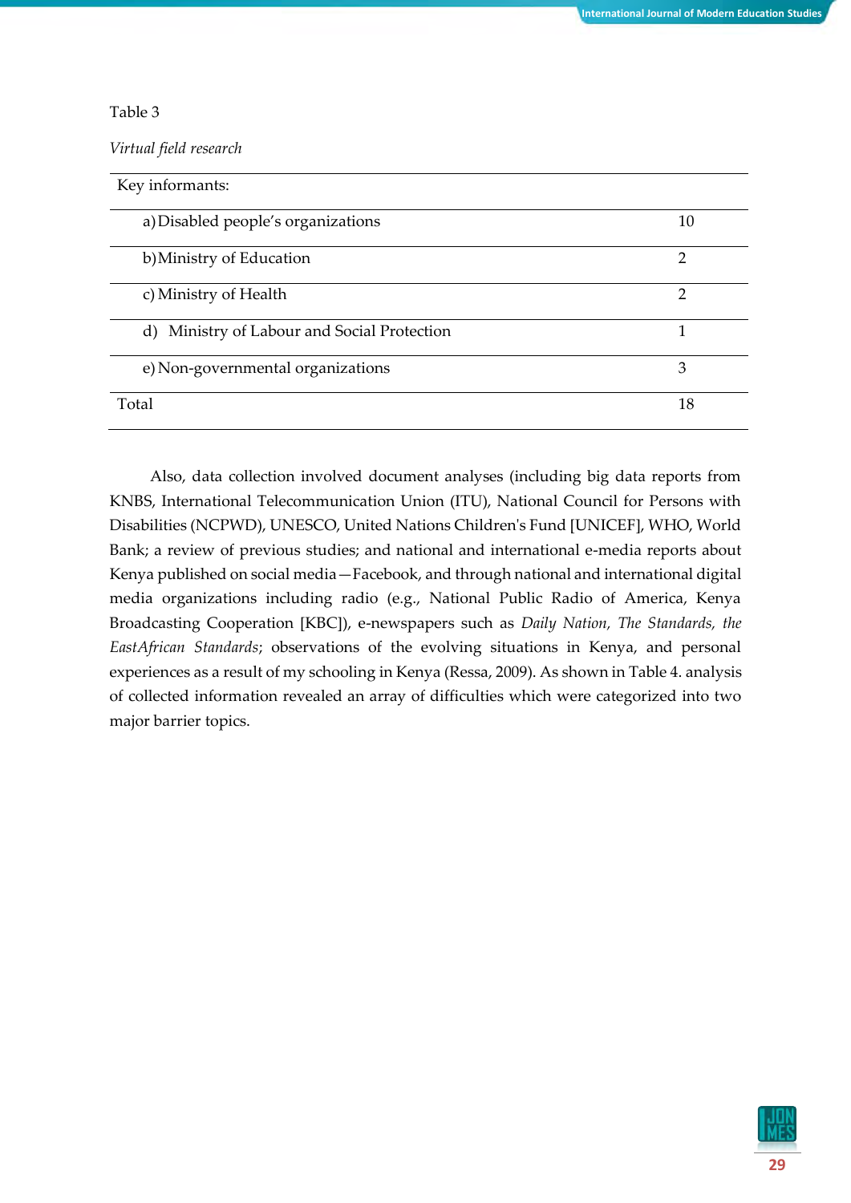Table 3

*Virtual field research*

| Key informants: | |
|---|---|
| a) Disabled people's organizations | 10 |
| b) Ministry of Education | 2 |
| c) Ministry of Health | 2 |
| d) Ministry of Labour and Social Protection | 1 |
| e) Non-governmental organizations | 3 |
| Total | 18 |

Also, data collection involved document analyses (including big data reports from KNBS, International Telecommunication Union (ITU), National Council for Persons with Disabilities (NCPWD), UNESCO, United Nations Children's Fund [UNICEF], WHO, World Bank; a review of previous studies; and national and international e-media reports about Kenya published on social media—Facebook, and through national and international digital media organizations including radio (e.g., National Public Radio of America, Kenya Broadcasting Cooperation [KBC]), e-newspapers such as *Daily Nation, The Standards, the EastAfrican Standards*; observations of the evolving situations in Kenya, and personal experiences as a result of my schooling in Kenya (Ressa, 2009). As shown in Table 4. analysis of collected information revealed an array of difficulties which were categorized into two major barrier topics.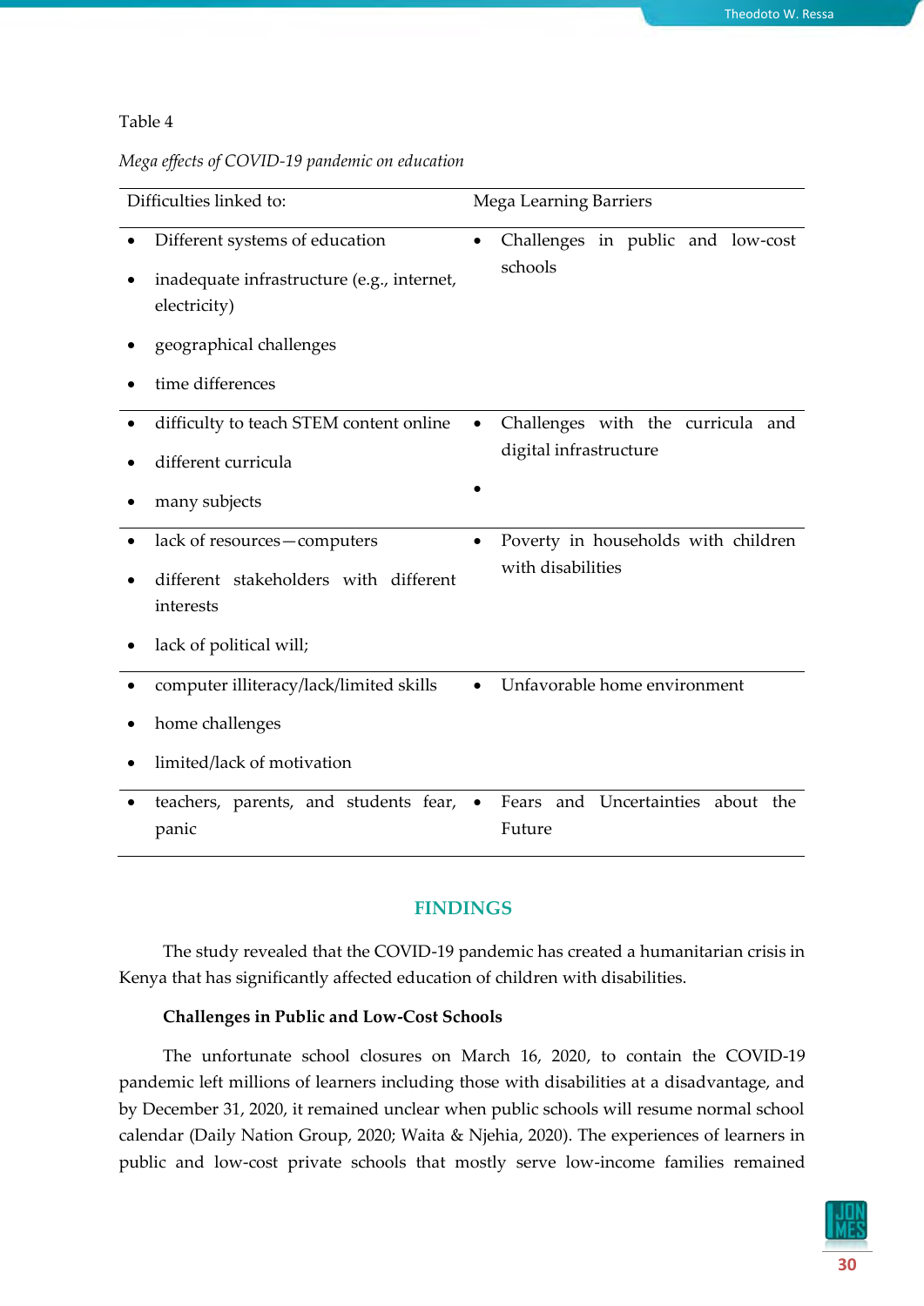Table 4

*Mega effects of COVID-19 pandemic on education*

| Difficulties linked to: | Mega Learning Barriers |
|---|---|
| • Different systems of education<br>• inadequate infrastructure (e.g., internet, electricity)<br>• geographical challenges<br>• time differences | • Challenges in public and low-cost schools |
| • difficulty to teach STEM content online<br>• different curricula<br>• many subjects | • Challenges with the curricula and digital infrastructure<br>• |
| • lack of resources—computers<br>• different stakeholders with different interests<br>• lack of political will; | • Poverty in households with children with disabilities |
| • computer illiteracy/lack/limited skills<br>• home challenges<br>• limited/lack of motivation | • Unfavorable home environment |
| • teachers, parents, and students fear, panic | • Fears and Uncertainties about the Future |

## FINDINGS

The study revealed that the COVID-19 pandemic has created a humanitarian crisis in Kenya that has significantly affected education of children with disabilities.

**Challenges in Public and Low-Cost Schools**

The unfortunate school closures on March 16, 2020, to contain the COVID-19 pandemic left millions of learners including those with disabilities at a disadvantage, and by December 31, 2020, it remained unclear when public schools will resume normal school calendar (Daily Nation Group, 2020; Waita & Njehia, 2020). The experiences of learners in public and low-cost private schools that mostly serve low-income families remained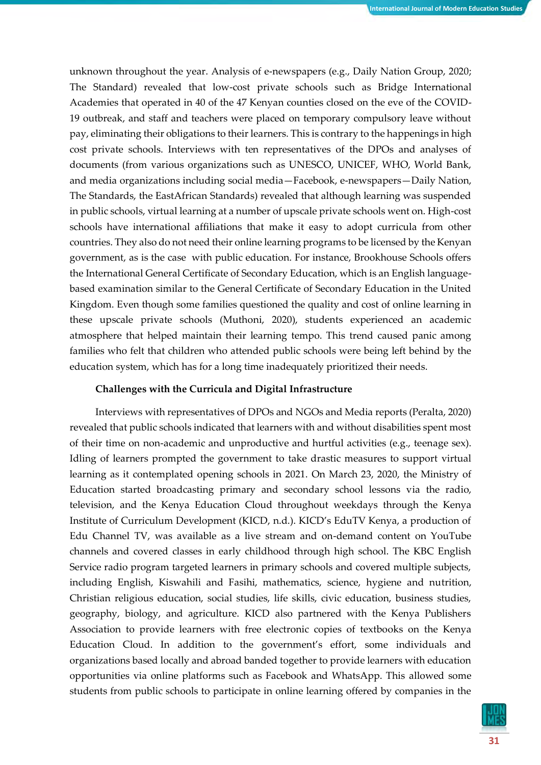unknown throughout the year. Analysis of e-newspapers (e.g., Daily Nation Group, 2020; The Standard) revealed that low-cost private schools such as Bridge International Academies that operated in 40 of the 47 Kenyan counties closed on the eve of the COVID-19 outbreak, and staff and teachers were placed on temporary compulsory leave without pay, eliminating their obligations to their learners. This is contrary to the happenings in high cost private schools. Interviews with ten representatives of the DPOs and analyses of documents (from various organizations such as UNESCO, UNICEF, WHO, World Bank, and media organizations including social media—Facebook, e-newspapers—Daily Nation, The Standards, the EastAfrican Standards) revealed that although learning was suspended in public schools, virtual learning at a number of upscale private schools went on. High-cost schools have international affiliations that make it easy to adopt curricula from other countries. They also do not need their online learning programs to be licensed by the Kenyan government, as is the case with public education. For instance, Brookhouse Schools offers the International General Certificate of Secondary Education, which is an English language-based examination similar to the General Certificate of Secondary Education in the United Kingdom. Even though some families questioned the quality and cost of online learning in these upscale private schools (Muthoni, 2020), students experienced an academic atmosphere that helped maintain their learning tempo. This trend caused panic among families who felt that children who attended public schools were being left behind by the education system, which has for a long time inadequately prioritized their needs.

### Challenges with the Curricula and Digital Infrastructure

Interviews with representatives of DPOs and NGOs and Media reports (Peralta, 2020) revealed that public schools indicated that learners with and without disabilities spent most of their time on non-academic and unproductive and hurtful activities (e.g., teenage sex). Idling of learners prompted the government to take drastic measures to support virtual learning as it contemplated opening schools in 2021. On March 23, 2020, the Ministry of Education started broadcasting primary and secondary school lessons via the radio, television, and the Kenya Education Cloud throughout weekdays through the Kenya Institute of Curriculum Development (KICD, n.d.). KICD's EduTV Kenya, a production of Edu Channel TV, was available as a live stream and on-demand content on YouTube channels and covered classes in early childhood through high school. The KBC English Service radio program targeted learners in primary schools and covered multiple subjects, including English, Kiswahili and Fasihi, mathematics, science, hygiene and nutrition, Christian religious education, social studies, life skills, civic education, business studies, geography, biology, and agriculture. KICD also partnered with the Kenya Publishers Association to provide learners with free electronic copies of textbooks on the Kenya Education Cloud. In addition to the government's effort, some individuals and organizations based locally and abroad banded together to provide learners with education opportunities via online platforms such as Facebook and WhatsApp. This allowed some students from public schools to participate in online learning offered by companies in the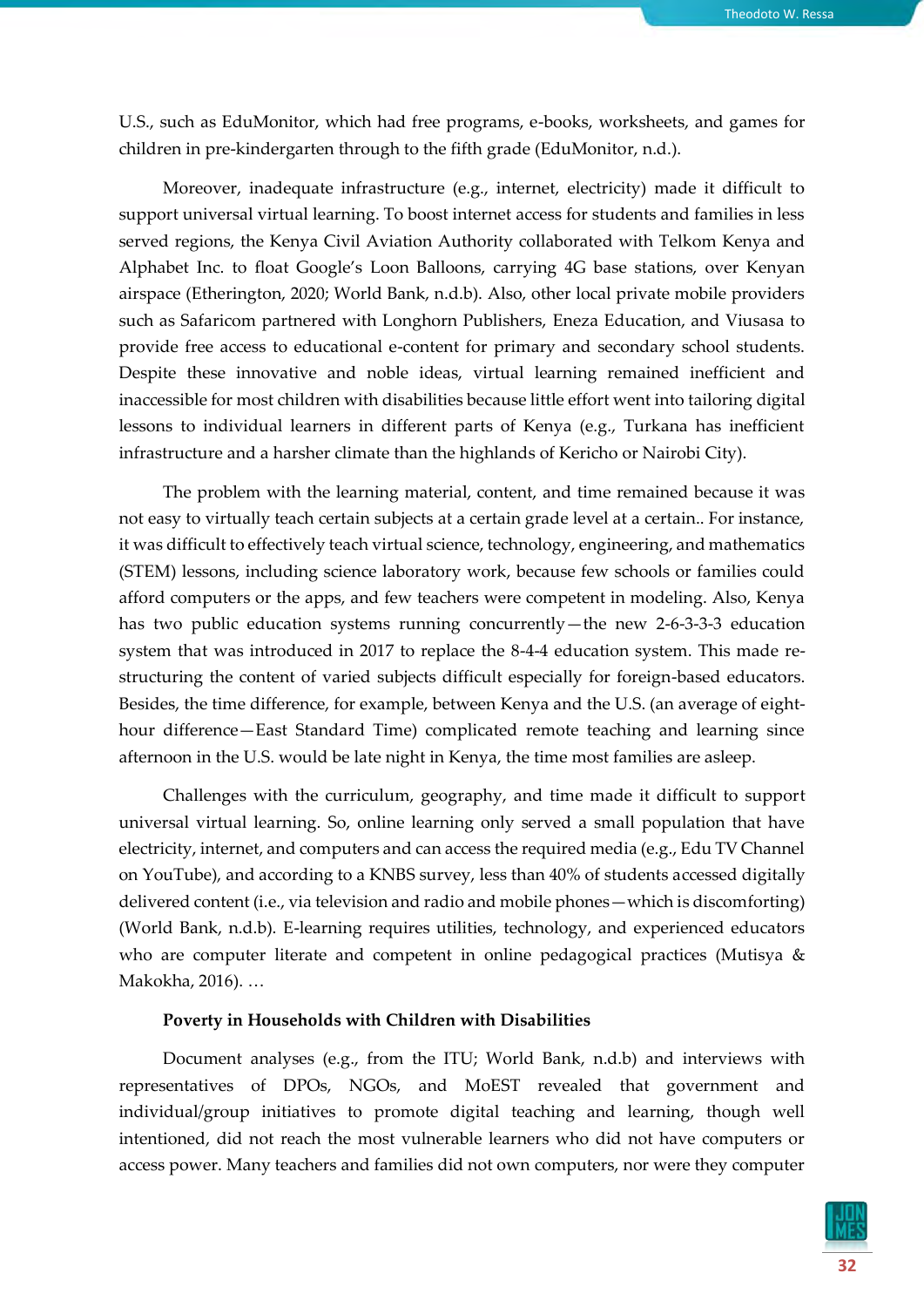U.S., such as EduMonitor, which had free programs, e-books, worksheets, and games for children in pre-kindergarten through to the fifth grade (EduMonitor, n.d.).

Moreover, inadequate infrastructure (e.g., internet, electricity) made it difficult to support universal virtual learning. To boost internet access for students and families in less served regions, the Kenya Civil Aviation Authority collaborated with Telkom Kenya and Alphabet Inc. to float Google's Loon Balloons, carrying 4G base stations, over Kenyan airspace (Etherington, 2020; World Bank, n.d.b). Also, other local private mobile providers such as Safaricom partnered with Longhorn Publishers, Eneza Education, and Viusasa to provide free access to educational e-content for primary and secondary school students. Despite these innovative and noble ideas, virtual learning remained inefficient and inaccessible for most children with disabilities because little effort went into tailoring digital lessons to individual learners in different parts of Kenya (e.g., Turkana has inefficient infrastructure and a harsher climate than the highlands of Kericho or Nairobi City).

The problem with the learning material, content, and time remained because it was not easy to virtually teach certain subjects at a certain grade level at a certain.. For instance, it was difficult to effectively teach virtual science, technology, engineering, and mathematics (STEM) lessons, including science laboratory work, because few schools or families could afford computers or the apps, and few teachers were competent in modeling. Also, Kenya has two public education systems running concurrently—the new 2-6-3-3-3 education system that was introduced in 2017 to replace the 8-4-4 education system. This made re-structuring the content of varied subjects difficult especially for foreign-based educators. Besides, the time difference, for example, between Kenya and the U.S. (an average of eight-hour difference—East Standard Time) complicated remote teaching and learning since afternoon in the U.S. would be late night in Kenya, the time most families are asleep.

Challenges with the curriculum, geography, and time made it difficult to support universal virtual learning. So, online learning only served a small population that have electricity, internet, and computers and can access the required media (e.g., Edu TV Channel on YouTube), and according to a KNBS survey, less than 40% of students accessed digitally delivered content (i.e., via television and radio and mobile phones—which is discomforting) (World Bank, n.d.b). E-learning requires utilities, technology, and experienced educators who are computer literate and competent in online pedagogical practices (Mutisya & Makokha, 2016). …

**Poverty in Households with Children with Disabilities**

Document analyses (e.g., from the ITU; World Bank, n.d.b) and interviews with representatives of DPOs, NGOs, and MoEST revealed that government and individual/group initiatives to promote digital teaching and learning, though well intentioned, did not reach the most vulnerable learners who did not have computers or access power. Many teachers and families did not own computers, nor were they computer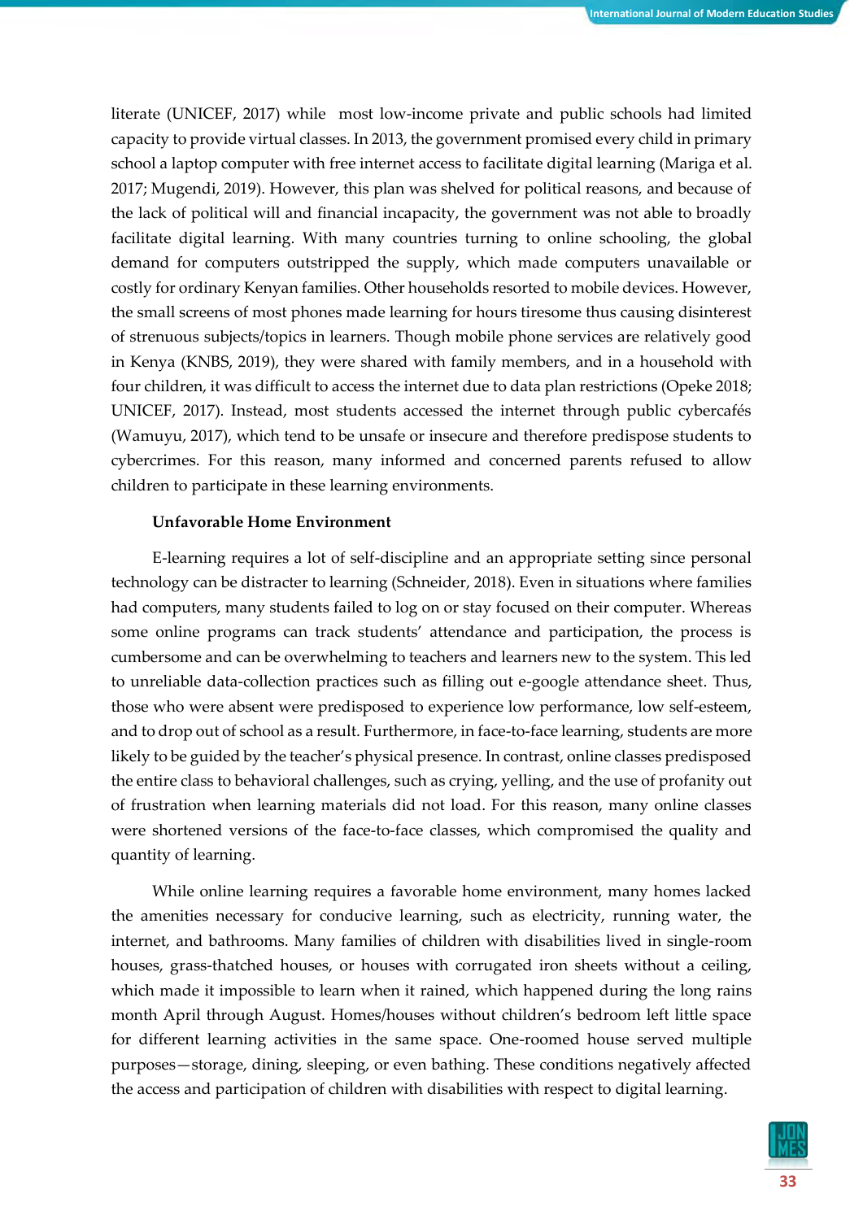literate (UNICEF, 2017) while most low-income private and public schools had limited capacity to provide virtual classes. In 2013, the government promised every child in primary school a laptop computer with free internet access to facilitate digital learning (Mariga et al. 2017; Mugendi, 2019). However, this plan was shelved for political reasons, and because of the lack of political will and financial incapacity, the government was not able to broadly facilitate digital learning. With many countries turning to online schooling, the global demand for computers outstripped the supply, which made computers unavailable or costly for ordinary Kenyan families. Other households resorted to mobile devices. However, the small screens of most phones made learning for hours tiresome thus causing disinterest of strenuous subjects/topics in learners. Though mobile phone services are relatively good in Kenya (KNBS, 2019), they were shared with family members, and in a household with four children, it was difficult to access the internet due to data plan restrictions (Opeke 2018; UNICEF, 2017). Instead, most students accessed the internet through public cybercafés (Wamuyu, 2017), which tend to be unsafe or insecure and therefore predispose students to cybercrimes. For this reason, many informed and concerned parents refused to allow children to participate in these learning environments.

### Unfavorable Home Environment

E-learning requires a lot of self-discipline and an appropriate setting since personal technology can be distracter to learning (Schneider, 2018). Even in situations where families had computers, many students failed to log on or stay focused on their computer. Whereas some online programs can track students' attendance and participation, the process is cumbersome and can be overwhelming to teachers and learners new to the system. This led to unreliable data-collection practices such as filling out e-google attendance sheet. Thus, those who were absent were predisposed to experience low performance, low self-esteem, and to drop out of school as a result. Furthermore, in face-to-face learning, students are more likely to be guided by the teacher's physical presence. In contrast, online classes predisposed the entire class to behavioral challenges, such as crying, yelling, and the use of profanity out of frustration when learning materials did not load. For this reason, many online classes were shortened versions of the face-to-face classes, which compromised the quality and quantity of learning.

While online learning requires a favorable home environment, many homes lacked the amenities necessary for conducive learning, such as electricity, running water, the internet, and bathrooms. Many families of children with disabilities lived in single-room houses, grass-thatched houses, or houses with corrugated iron sheets without a ceiling, which made it impossible to learn when it rained, which happened during the long rains month April through August. Homes/houses without children's bedroom left little space for different learning activities in the same space. One-roomed house served multiple purposes—storage, dining, sleeping, or even bathing. These conditions negatively affected the access and participation of children with disabilities with respect to digital learning.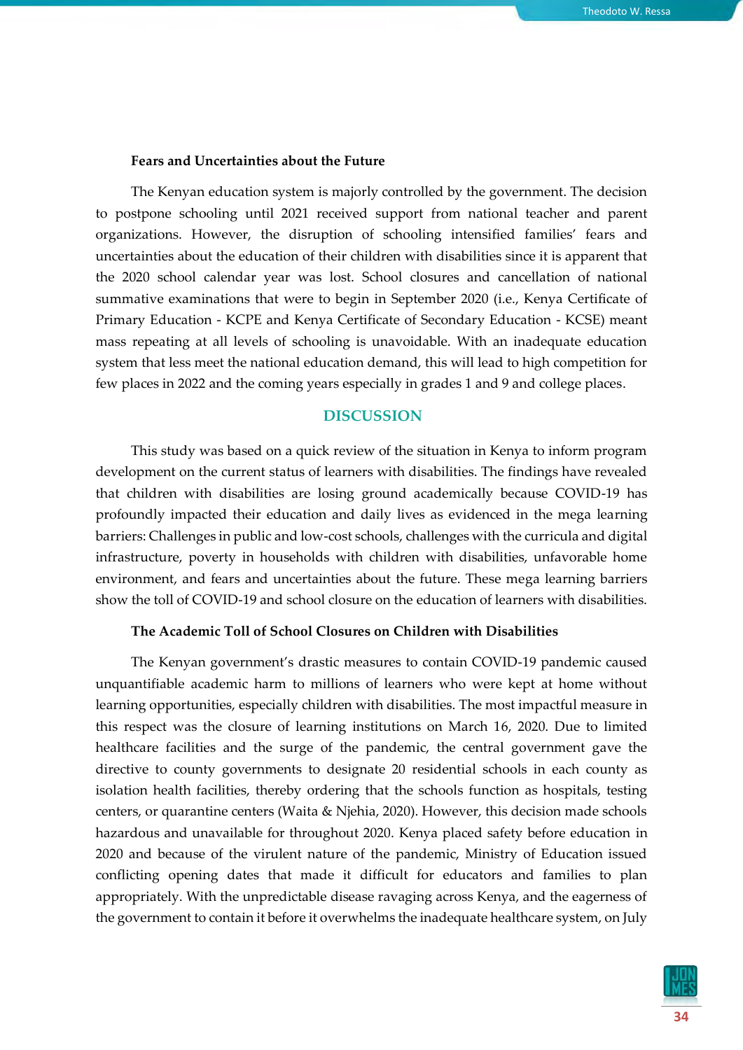### Fears and Uncertainties about the Future

The Kenyan education system is majorly controlled by the government. The decision to postpone schooling until 2021 received support from national teacher and parent organizations. However, the disruption of schooling intensified families' fears and uncertainties about the education of their children with disabilities since it is apparent that the 2020 school calendar year was lost. School closures and cancellation of national summative examinations that were to begin in September 2020 (i.e., Kenya Certificate of Primary Education - KCPE and Kenya Certificate of Secondary Education - KCSE) meant mass repeating at all levels of schooling is unavoidable. With an inadequate education system that less meet the national education demand, this will lead to high competition for few places in 2022 and the coming years especially in grades 1 and 9 and college places.

## DISCUSSION

This study was based on a quick review of the situation in Kenya to inform program development on the current status of learners with disabilities. The findings have revealed that children with disabilities are losing ground academically because COVID-19 has profoundly impacted their education and daily lives as evidenced in the mega learning barriers: Challenges in public and low-cost schools, challenges with the curricula and digital infrastructure, poverty in households with children with disabilities, unfavorable home environment, and fears and uncertainties about the future. These mega learning barriers show the toll of COVID-19 and school closure on the education of learners with disabilities.

### The Academic Toll of School Closures on Children with Disabilities

The Kenyan government's drastic measures to contain COVID-19 pandemic caused unquantifiable academic harm to millions of learners who were kept at home without learning opportunities, especially children with disabilities. The most impactful measure in this respect was the closure of learning institutions on March 16, 2020. Due to limited healthcare facilities and the surge of the pandemic, the central government gave the directive to county governments to designate 20 residential schools in each county as isolation health facilities, thereby ordering that the schools function as hospitals, testing centers, or quarantine centers (Waita & Njehia, 2020). However, this decision made schools hazardous and unavailable for throughout 2020. Kenya placed safety before education in 2020 and because of the virulent nature of the pandemic, Ministry of Education issued conflicting opening dates that made it difficult for educators and families to plan appropriately. With the unpredictable disease ravaging across Kenya, and the eagerness of the government to contain it before it overwhelms the inadequate healthcare system, on July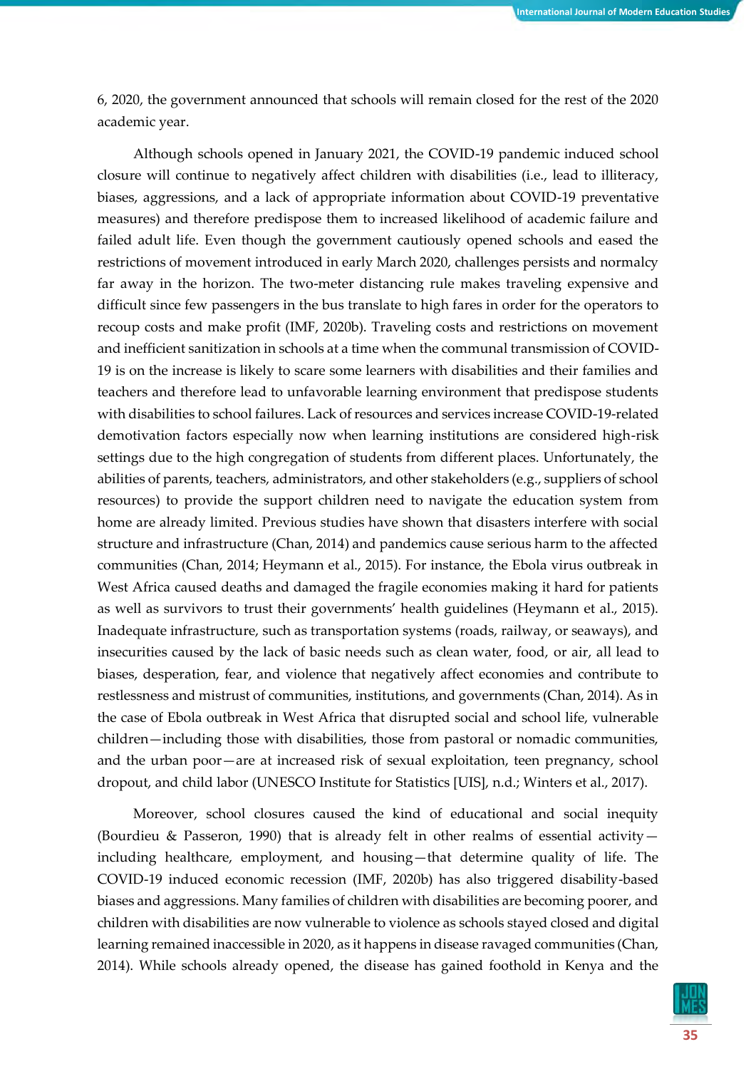6, 2020, the government announced that schools will remain closed for the rest of the 2020 academic year.

Although schools opened in January 2021, the COVID-19 pandemic induced school closure will continue to negatively affect children with disabilities (i.e., lead to illiteracy, biases, aggressions, and a lack of appropriate information about COVID-19 preventative measures) and therefore predispose them to increased likelihood of academic failure and failed adult life. Even though the government cautiously opened schools and eased the restrictions of movement introduced in early March 2020, challenges persists and normalcy far away in the horizon. The two-meter distancing rule makes traveling expensive and difficult since few passengers in the bus translate to high fares in order for the operators to recoup costs and make profit (IMF, 2020b). Traveling costs and restrictions on movement and inefficient sanitization in schools at a time when the communal transmission of COVID-19 is on the increase is likely to scare some learners with disabilities and their families and teachers and therefore lead to unfavorable learning environment that predispose students with disabilities to school failures. Lack of resources and services increase COVID-19-related demotivation factors especially now when learning institutions are considered high-risk settings due to the high congregation of students from different places. Unfortunately, the abilities of parents, teachers, administrators, and other stakeholders (e.g., suppliers of school resources) to provide the support children need to navigate the education system from home are already limited. Previous studies have shown that disasters interfere with social structure and infrastructure (Chan, 2014) and pandemics cause serious harm to the affected communities (Chan, 2014; Heymann et al., 2015). For instance, the Ebola virus outbreak in West Africa caused deaths and damaged the fragile economies making it hard for patients as well as survivors to trust their governments' health guidelines (Heymann et al., 2015). Inadequate infrastructure, such as transportation systems (roads, railway, or seaways), and insecurities caused by the lack of basic needs such as clean water, food, or air, all lead to biases, desperation, fear, and violence that negatively affect economies and contribute to restlessness and mistrust of communities, institutions, and governments (Chan, 2014). As in the case of Ebola outbreak in West Africa that disrupted social and school life, vulnerable children—including those with disabilities, those from pastoral or nomadic communities, and the urban poor—are at increased risk of sexual exploitation, teen pregnancy, school dropout, and child labor (UNESCO Institute for Statistics [UIS], n.d.; Winters et al., 2017).

Moreover, school closures caused the kind of educational and social inequity (Bourdieu & Passeron, 1990) that is already felt in other realms of essential activity—including healthcare, employment, and housing—that determine quality of life. The COVID-19 induced economic recession (IMF, 2020b) has also triggered disability-based biases and aggressions. Many families of children with disabilities are becoming poorer, and children with disabilities are now vulnerable to violence as schools stayed closed and digital learning remained inaccessible in 2020, as it happens in disease ravaged communities (Chan, 2014). While schools already opened, the disease has gained foothold in Kenya and the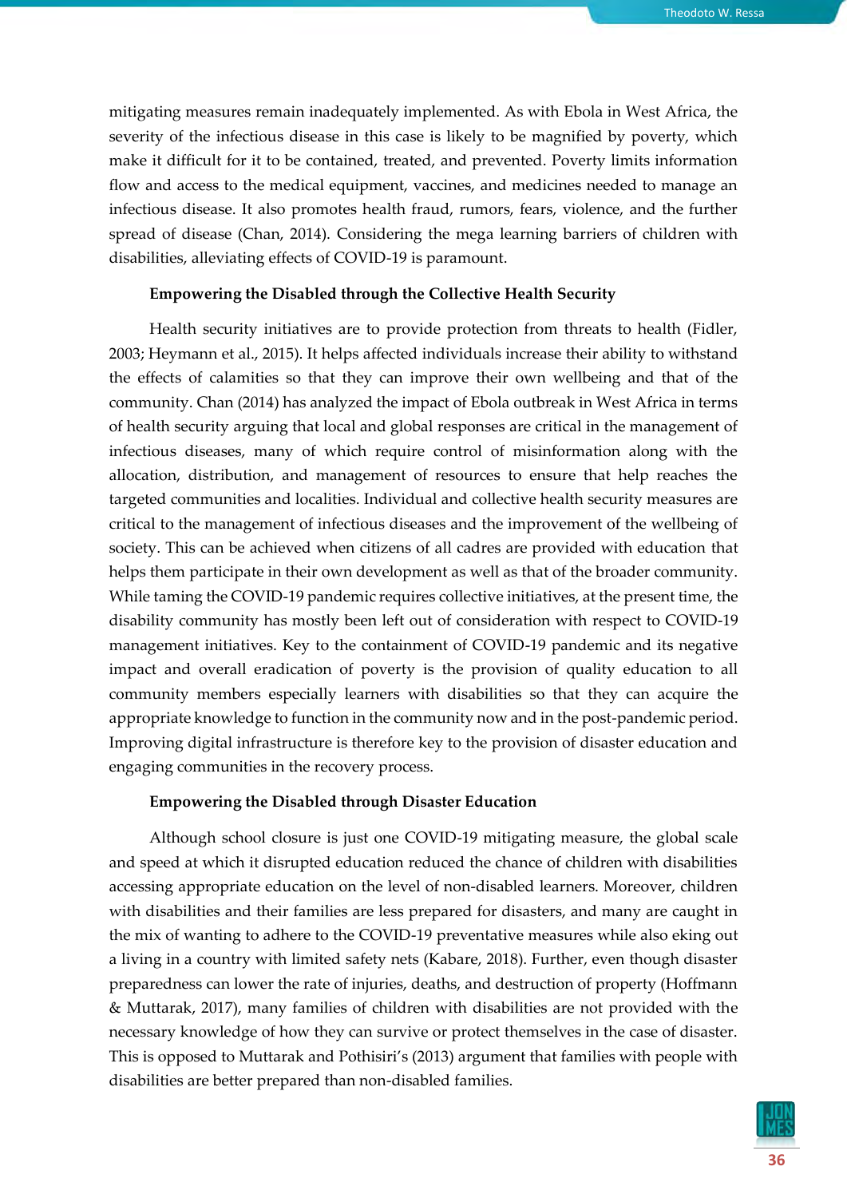mitigating measures remain inadequately implemented. As with Ebola in West Africa, the severity of the infectious disease in this case is likely to be magnified by poverty, which make it difficult for it to be contained, treated, and prevented. Poverty limits information flow and access to the medical equipment, vaccines, and medicines needed to manage an infectious disease. It also promotes health fraud, rumors, fears, violence, and the further spread of disease (Chan, 2014). Considering the mega learning barriers of children with disabilities, alleviating effects of COVID-19 is paramount.

### Empowering the Disabled through the Collective Health Security

Health security initiatives are to provide protection from threats to health (Fidler, 2003; Heymann et al., 2015). It helps affected individuals increase their ability to withstand the effects of calamities so that they can improve their own wellbeing and that of the community. Chan (2014) has analyzed the impact of Ebola outbreak in West Africa in terms of health security arguing that local and global responses are critical in the management of infectious diseases, many of which require control of misinformation along with the allocation, distribution, and management of resources to ensure that help reaches the targeted communities and localities. Individual and collective health security measures are critical to the management of infectious diseases and the improvement of the wellbeing of society. This can be achieved when citizens of all cadres are provided with education that helps them participate in their own development as well as that of the broader community. While taming the COVID-19 pandemic requires collective initiatives, at the present time, the disability community has mostly been left out of consideration with respect to COVID-19 management initiatives. Key to the containment of COVID-19 pandemic and its negative impact and overall eradication of poverty is the provision of quality education to all community members especially learners with disabilities so that they can acquire the appropriate knowledge to function in the community now and in the post-pandemic period. Improving digital infrastructure is therefore key to the provision of disaster education and engaging communities in the recovery process.

### Empowering the Disabled through Disaster Education

Although school closure is just one COVID-19 mitigating measure, the global scale and speed at which it disrupted education reduced the chance of children with disabilities accessing appropriate education on the level of non-disabled learners. Moreover, children with disabilities and their families are less prepared for disasters, and many are caught in the mix of wanting to adhere to the COVID-19 preventative measures while also eking out a living in a country with limited safety nets (Kabare, 2018). Further, even though disaster preparedness can lower the rate of injuries, deaths, and destruction of property (Hoffmann & Muttarak, 2017), many families of children with disabilities are not provided with the necessary knowledge of how they can survive or protect themselves in the case of disaster. This is opposed to Muttarak and Pothisiri's (2013) argument that families with people with disabilities are better prepared than non-disabled families.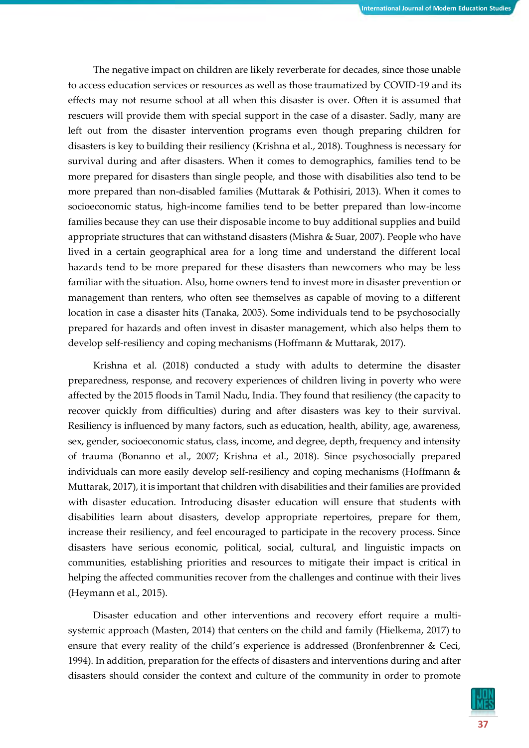The negative impact on children are likely reverberate for decades, since those unable to access education services or resources as well as those traumatized by COVID-19 and its effects may not resume school at all when this disaster is over. Often it is assumed that rescuers will provide them with special support in the case of a disaster. Sadly, many are left out from the disaster intervention programs even though preparing children for disasters is key to building their resiliency (Krishna et al., 2018). Toughness is necessary for survival during and after disasters. When it comes to demographics, families tend to be more prepared for disasters than single people, and those with disabilities also tend to be more prepared than non-disabled families (Muttarak & Pothisiri, 2013). When it comes to socioeconomic status, high-income families tend to be better prepared than low-income families because they can use their disposable income to buy additional supplies and build appropriate structures that can withstand disasters (Mishra & Suar, 2007). People who have lived in a certain geographical area for a long time and understand the different local hazards tend to be more prepared for these disasters than newcomers who may be less familiar with the situation. Also, home owners tend to invest more in disaster prevention or management than renters, who often see themselves as capable of moving to a different location in case a disaster hits (Tanaka, 2005). Some individuals tend to be psychosocially prepared for hazards and often invest in disaster management, which also helps them to develop self-resiliency and coping mechanisms (Hoffmann & Muttarak, 2017).

Krishna et al. (2018) conducted a study with adults to determine the disaster preparedness, response, and recovery experiences of children living in poverty who were affected by the 2015 floods in Tamil Nadu, India. They found that resiliency (the capacity to recover quickly from difficulties) during and after disasters was key to their survival. Resiliency is influenced by many factors, such as education, health, ability, age, awareness, sex, gender, socioeconomic status, class, income, and degree, depth, frequency and intensity of trauma (Bonanno et al., 2007; Krishna et al., 2018). Since psychosocially prepared individuals can more easily develop self-resiliency and coping mechanisms (Hoffmann & Muttarak, 2017), it is important that children with disabilities and their families are provided with disaster education. Introducing disaster education will ensure that students with disabilities learn about disasters, develop appropriate repertoires, prepare for them, increase their resiliency, and feel encouraged to participate in the recovery process. Since disasters have serious economic, political, social, cultural, and linguistic impacts on communities, establishing priorities and resources to mitigate their impact is critical in helping the affected communities recover from the challenges and continue with their lives (Heymann et al., 2015).

Disaster education and other interventions and recovery effort require a multi-systemic approach (Masten, 2014) that centers on the child and family (Hielkema, 2017) to ensure that every reality of the child's experience is addressed (Bronfenbrenner & Ceci, 1994). In addition, preparation for the effects of disasters and interventions during and after disasters should consider the context and culture of the community in order to promote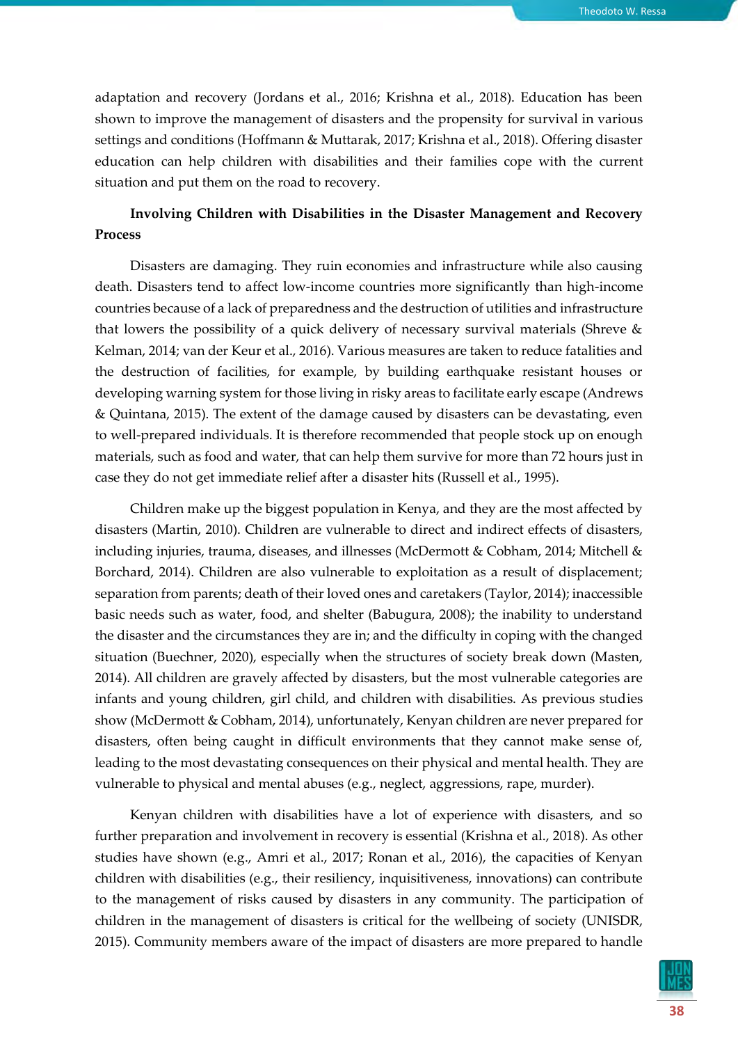adaptation and recovery (Jordans et al., 2016; Krishna et al., 2018). Education has been shown to improve the management of disasters and the propensity for survival in various settings and conditions (Hoffmann & Muttarak, 2017; Krishna et al., 2018). Offering disaster education can help children with disabilities and their families cope with the current situation and put them on the road to recovery.

### Involving Children with Disabilities in the Disaster Management and Recovery Process

Disasters are damaging. They ruin economies and infrastructure while also causing death. Disasters tend to affect low-income countries more significantly than high-income countries because of a lack of preparedness and the destruction of utilities and infrastructure that lowers the possibility of a quick delivery of necessary survival materials (Shreve & Kelman, 2014; van der Keur et al., 2016). Various measures are taken to reduce fatalities and the destruction of facilities, for example, by building earthquake resistant houses or developing warning system for those living in risky areas to facilitate early escape (Andrews & Quintana, 2015). The extent of the damage caused by disasters can be devastating, even to well-prepared individuals. It is therefore recommended that people stock up on enough materials, such as food and water, that can help them survive for more than 72 hours just in case they do not get immediate relief after a disaster hits (Russell et al., 1995).

Children make up the biggest population in Kenya, and they are the most affected by disasters (Martin, 2010). Children are vulnerable to direct and indirect effects of disasters, including injuries, trauma, diseases, and illnesses (McDermott & Cobham, 2014; Mitchell & Borchard, 2014). Children are also vulnerable to exploitation as a result of displacement; separation from parents; death of their loved ones and caretakers (Taylor, 2014); inaccessible basic needs such as water, food, and shelter (Babugura, 2008); the inability to understand the disaster and the circumstances they are in; and the difficulty in coping with the changed situation (Buechner, 2020), especially when the structures of society break down (Masten, 2014). All children are gravely affected by disasters, but the most vulnerable categories are infants and young children, girl child, and children with disabilities. As previous studies show (McDermott & Cobham, 2014), unfortunately, Kenyan children are never prepared for disasters, often being caught in difficult environments that they cannot make sense of, leading to the most devastating consequences on their physical and mental health. They are vulnerable to physical and mental abuses (e.g., neglect, aggressions, rape, murder).

Kenyan children with disabilities have a lot of experience with disasters, and so further preparation and involvement in recovery is essential (Krishna et al., 2018). As other studies have shown (e.g., Amri et al., 2017; Ronan et al., 2016), the capacities of Kenyan children with disabilities (e.g., their resiliency, inquisitiveness, innovations) can contribute to the management of risks caused by disasters in any community. The participation of children in the management of disasters is critical for the wellbeing of society (UNISDR, 2015). Community members aware of the impact of disasters are more prepared to handle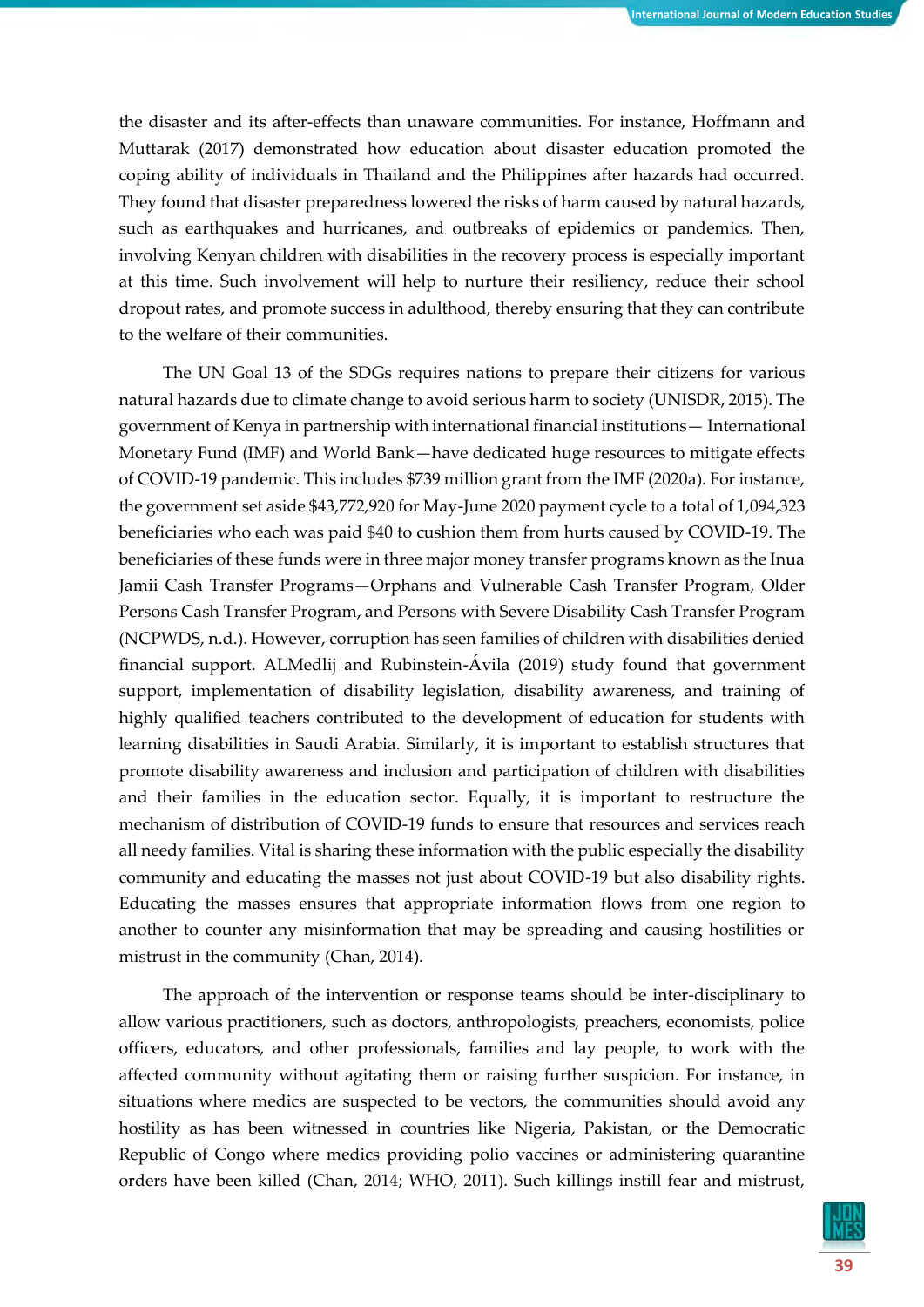the disaster and its after-effects than unaware communities. For instance, Hoffmann and Muttarak (2017) demonstrated how education about disaster education promoted the coping ability of individuals in Thailand and the Philippines after hazards had occurred. They found that disaster preparedness lowered the risks of harm caused by natural hazards, such as earthquakes and hurricanes, and outbreaks of epidemics or pandemics. Then, involving Kenyan children with disabilities in the recovery process is especially important at this time. Such involvement will help to nurture their resiliency, reduce their school dropout rates, and promote success in adulthood, thereby ensuring that they can contribute to the welfare of their communities.

The UN Goal 13 of the SDGs requires nations to prepare their citizens for various natural hazards due to climate change to avoid serious harm to society (UNISDR, 2015). The government of Kenya in partnership with international financial institutions— International Monetary Fund (IMF) and World Bank—have dedicated huge resources to mitigate effects of COVID-19 pandemic. This includes $739 million grant from the IMF (2020a). For instance, the government set aside $43,772,920 for May-June 2020 payment cycle to a total of 1,094,323 beneficiaries who each was paid $40 to cushion them from hurts caused by COVID-19. The beneficiaries of these funds were in three major money transfer programs known as the Inua Jamii Cash Transfer Programs—Orphans and Vulnerable Cash Transfer Program, Older Persons Cash Transfer Program, and Persons with Severe Disability Cash Transfer Program (NCPWDS, n.d.). However, corruption has seen families of children with disabilities denied financial support. ALMedlij and Rubinstein-Ávila (2019) study found that government support, implementation of disability legislation, disability awareness, and training of highly qualified teachers contributed to the development of education for students with learning disabilities in Saudi Arabia. Similarly, it is important to establish structures that promote disability awareness and inclusion and participation of children with disabilities and their families in the education sector. Equally, it is important to restructure the mechanism of distribution of COVID-19 funds to ensure that resources and services reach all needy families. Vital is sharing these information with the public especially the disability community and educating the masses not just about COVID-19 but also disability rights. Educating the masses ensures that appropriate information flows from one region to another to counter any misinformation that may be spreading and causing hostilities or mistrust in the community (Chan, 2014).

The approach of the intervention or response teams should be inter-disciplinary to allow various practitioners, such as doctors, anthropologists, preachers, economists, police officers, educators, and other professionals, families and lay people, to work with the affected community without agitating them or raising further suspicion. For instance, in situations where medics are suspected to be vectors, the communities should avoid any hostility as has been witnessed in countries like Nigeria, Pakistan, or the Democratic Republic of Congo where medics providing polio vaccines or administering quarantine orders have been killed (Chan, 2014; WHO, 2011). Such killings instill fear and mistrust,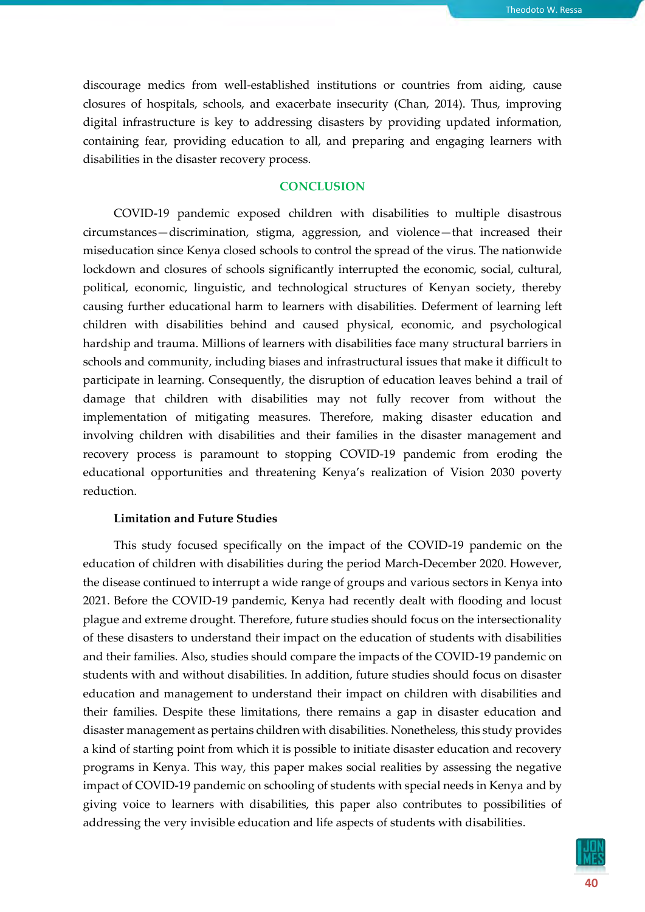discourage medics from well-established institutions or countries from aiding, cause closures of hospitals, schools, and exacerbate insecurity (Chan, 2014). Thus, improving digital infrastructure is key to addressing disasters by providing updated information, containing fear, providing education to all, and preparing and engaging learners with disabilities in the disaster recovery process.

## CONCLUSION

COVID-19 pandemic exposed children with disabilities to multiple disastrous circumstances—discrimination, stigma, aggression, and violence—that increased their miseducation since Kenya closed schools to control the spread of the virus. The nationwide lockdown and closures of schools significantly interrupted the economic, social, cultural, political, economic, linguistic, and technological structures of Kenyan society, thereby causing further educational harm to learners with disabilities. Deferment of learning left children with disabilities behind and caused physical, economic, and psychological hardship and trauma. Millions of learners with disabilities face many structural barriers in schools and community, including biases and infrastructural issues that make it difficult to participate in learning. Consequently, the disruption of education leaves behind a trail of damage that children with disabilities may not fully recover from without the implementation of mitigating measures. Therefore, making disaster education and involving children with disabilities and their families in the disaster management and recovery process is paramount to stopping COVID-19 pandemic from eroding the educational opportunities and threatening Kenya's realization of Vision 2030 poverty reduction.

### Limitation and Future Studies

This study focused specifically on the impact of the COVID-19 pandemic on the education of children with disabilities during the period March-December 2020. However, the disease continued to interrupt a wide range of groups and various sectors in Kenya into 2021. Before the COVID-19 pandemic, Kenya had recently dealt with flooding and locust plague and extreme drought. Therefore, future studies should focus on the intersectionality of these disasters to understand their impact on the education of students with disabilities and their families. Also, studies should compare the impacts of the COVID-19 pandemic on students with and without disabilities. In addition, future studies should focus on disaster education and management to understand their impact on children with disabilities and their families. Despite these limitations, there remains a gap in disaster education and disaster management as pertains children with disabilities. Nonetheless, this study provides a kind of starting point from which it is possible to initiate disaster education and recovery programs in Kenya. This way, this paper makes social realities by assessing the negative impact of COVID-19 pandemic on schooling of students with special needs in Kenya and by giving voice to learners with disabilities, this paper also contributes to possibilities of addressing the very invisible education and life aspects of students with disabilities.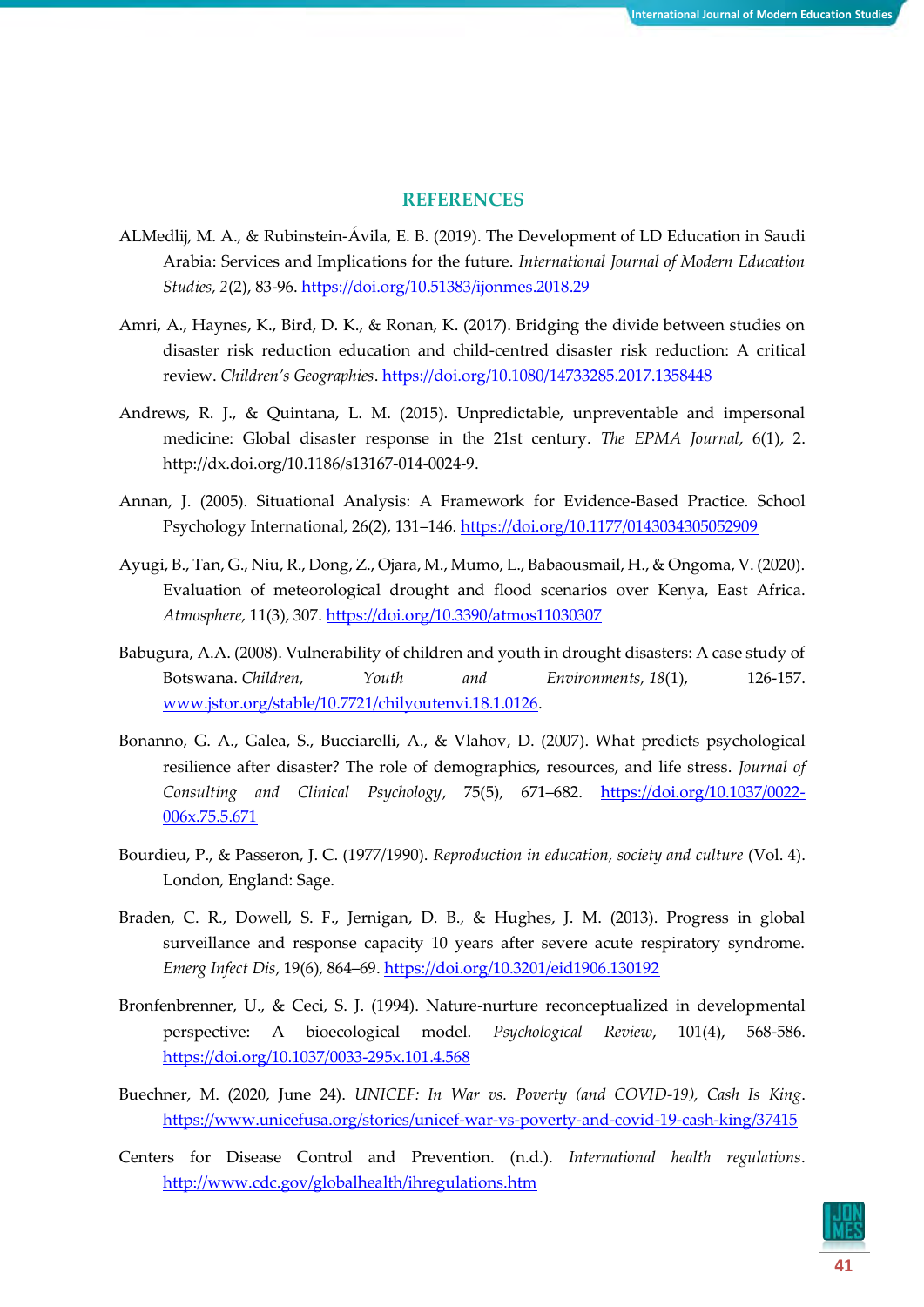## REFERENCES

ALMedlij, M. A., & Rubinstein-Ávila, E. B. (2019). The Development of LD Education in Saudi Arabia: Services and Implications for the future. *International Journal of Modern Education Studies, 2*(2), 83-96. https://doi.org/10.51383/ijonmes.2018.29

Amri, A., Haynes, K., Bird, D. K., & Ronan, K. (2017). Bridging the divide between studies on disaster risk reduction education and child-centred disaster risk reduction: A critical review. *Children's Geographies*. https://doi.org/10.1080/14733285.2017.1358448

Andrews, R. J., & Quintana, L. M. (2015). Unpredictable, unpreventable and impersonal medicine: Global disaster response in the 21st century. *The EPMA Journal*, 6(1), 2. http://dx.doi.org/10.1186/s13167-014-0024-9.

Annan, J. (2005). Situational Analysis: A Framework for Evidence-Based Practice. School Psychology International, 26(2), 131–146. https://doi.org/10.1177/0143034305052909

Ayugi, B., Tan, G., Niu, R., Dong, Z., Ojara, M., Mumo, L., Babaousmail, H., & Ongoma, V. (2020). Evaluation of meteorological drought and flood scenarios over Kenya, East Africa. *Atmosphere,* 11(3), 307. https://doi.org/10.3390/atmos11030307

Babugura, A.A. (2008). Vulnerability of children and youth in drought disasters: A case study of Botswana. *Children, Youth and Environments, 18*(1), 126-157. www.jstor.org/stable/10.7721/chilyoutenvi.18.1.0126.

Bonanno, G. A., Galea, S., Bucciarelli, A., & Vlahov, D. (2007). What predicts psychological resilience after disaster? The role of demographics, resources, and life stress. *Journal of Consulting and Clinical Psychology*, 75(5), 671–682. https://doi.org/10.1037/0022-006x.75.5.671

Bourdieu, P., & Passeron, J. C. (1977/1990). *Reproduction in education, society and culture* (Vol. 4). London, England: Sage.

Braden, C. R., Dowell, S. F., Jernigan, D. B., & Hughes, J. M. (2013). Progress in global surveillance and response capacity 10 years after severe acute respiratory syndrome. *Emerg Infect Dis*, 19(6), 864–69. https://doi.org/10.3201/eid1906.130192

Bronfenbrenner, U., & Ceci, S. J. (1994). Nature-nurture reconceptualized in developmental perspective: A bioecological model. *Psychological Review*, 101(4), 568-586. https://doi.org/10.1037/0033-295x.101.4.568

Buechner, M. (2020, June 24). *UNICEF: In War vs. Poverty (and COVID-19), Cash Is King*. https://www.unicefusa.org/stories/unicef-war-vs-poverty-and-covid-19-cash-king/37415

Centers for Disease Control and Prevention. (n.d.). *International health regulations*. http://www.cdc.gov/globalhealth/ihregulations.htm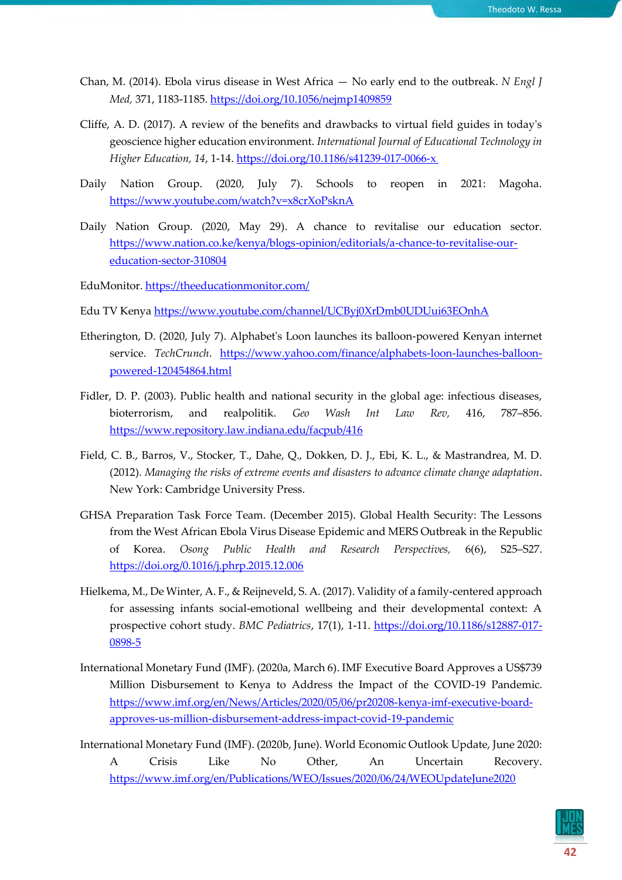Chan, M. (2014). Ebola virus disease in West Africa — No early end to the outbreak. *N Engl J Med*, 371, 1183-1185. https://doi.org/10.1056/nejmp1409859

Cliffe, A. D. (2017). A review of the benefits and drawbacks to virtual field guides in today's geoscience higher education environment. *International Journal of Educational Technology in Higher Education*, *14*, 1-14. https://doi.org/10.1186/s41239-017-0066-x

Daily Nation Group. (2020, July 7). Schools to reopen in 2021: Magoha. https://www.youtube.com/watch?v=x8crXoPsknA

Daily Nation Group. (2020, May 29). A chance to revitalise our education sector. https://www.nation.co.ke/kenya/blogs-opinion/editorials/a-chance-to-revitalise-our-education-sector-310804

EduMonitor. https://theeducationmonitor.com/

Edu TV Kenya https://www.youtube.com/channel/UCByj0XrDmb0UDUui63EOnhA

Etherington, D. (2020, July 7). Alphabet's Loon launches its balloon-powered Kenyan internet service. *TechCrunch*. https://www.yahoo.com/finance/alphabets-loon-launches-balloon-powered-120454864.html

Fidler, D. P. (2003). Public health and national security in the global age: infectious diseases, bioterrorism, and realpolitik. *Geo Wash Int Law Rev*, 416, 787–856. https://www.repository.law.indiana.edu/facpub/416

Field, C. B., Barros, V., Stocker, T., Dahe, Q., Dokken, D. J., Ebi, K. L., & Mastrandrea, M. D. (2012). *Managing the risks of extreme events and disasters to advance climate change adaptation*. New York: Cambridge University Press.

GHSA Preparation Task Force Team. (December 2015). Global Health Security: The Lessons from the West African Ebola Virus Disease Epidemic and MERS Outbreak in the Republic of Korea. *Osong Public Health and Research Perspectives*, 6(6), S25–S27. https://doi.org/0.1016/j.phrp.2015.12.006

Hielkema, M., De Winter, A. F., & Reijneveld, S. A. (2017). Validity of a family-centered approach for assessing infants social-emotional wellbeing and their developmental context: A prospective cohort study. *BMC Pediatrics*, 17(1), 1-11. https://doi.org/10.1186/s12887-017-0898-5

International Monetary Fund (IMF). (2020a, March 6). IMF Executive Board Approves a US$739 Million Disbursement to Kenya to Address the Impact of the COVID-19 Pandemic. https://www.imf.org/en/News/Articles/2020/05/06/pr20208-kenya-imf-executive-board-approves-us-million-disbursement-address-impact-covid-19-pandemic

International Monetary Fund (IMF). (2020b, June). World Economic Outlook Update, June 2020: A Crisis Like No Other, An Uncertain Recovery. https://www.imf.org/en/Publications/WEO/Issues/2020/06/24/WEOUpdateJune2020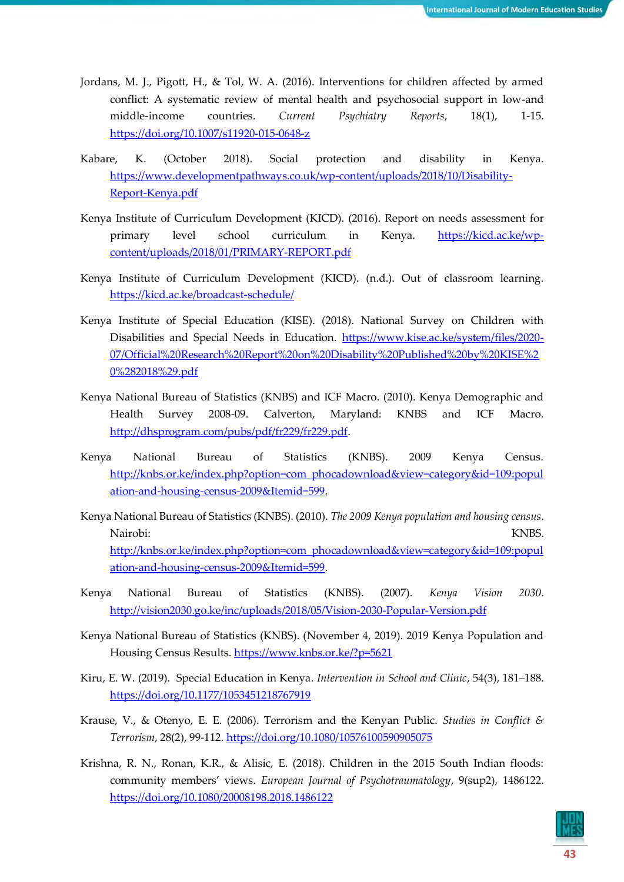Jordans, M. J., Pigott, H., & Tol, W. A. (2016). Interventions for children affected by armed conflict: A systematic review of mental health and psychosocial support in low-and middle-income countries. *Current Psychiatry Reports*, 18(1), 1-15. https://doi.org/10.1007/s11920-015-0648-z

Kabare, K. (October 2018). Social protection and disability in Kenya. https://www.developmentpathways.co.uk/wp-content/uploads/2018/10/Disability-Report-Kenya.pdf

Kenya Institute of Curriculum Development (KICD). (2016). Report on needs assessment for primary level school curriculum in Kenya. https://kicd.ac.ke/wp-content/uploads/2018/01/PRIMARY-REPORT.pdf

Kenya Institute of Curriculum Development (KICD). (n.d.). Out of classroom learning. https://kicd.ac.ke/broadcast-schedule/

Kenya Institute of Special Education (KISE). (2018). National Survey on Children with Disabilities and Special Needs in Education. https://www.kise.ac.ke/system/files/2020-07/Official%20Research%20Report%20on%20Disability%20Published%20by%20KISE%20%282018%29.pdf

Kenya National Bureau of Statistics (KNBS) and ICF Macro. (2010). Kenya Demographic and Health Survey 2008-09. Calverton, Maryland: KNBS and ICF Macro. http://dhsprogram.com/pubs/pdf/fr229/fr229.pdf.

Kenya National Bureau of Statistics (KNBS). 2009 Kenya Census. http://knbs.or.ke/index.php?option=com_phocadownload&view=category&id=109:population-and-housing-census-2009&Itemid=599.

Kenya National Bureau of Statistics (KNBS). (2010). *The 2009 Kenya population and housing census*. Nairobi: KNBS. http://knbs.or.ke/index.php?option=com_phocadownload&view=category&id=109:population-and-housing-census-2009&Itemid=599.

Kenya National Bureau of Statistics (KNBS). (2007). *Kenya Vision 2030*. http://vision2030.go.ke/inc/uploads/2018/05/Vision-2030-Popular-Version.pdf

Kenya National Bureau of Statistics (KNBS). (November 4, 2019). 2019 Kenya Population and Housing Census Results. https://www.knbs.or.ke/?p=5621

Kiru, E. W. (2019). Special Education in Kenya. *Intervention in School and Clinic*, 54(3), 181–188. https://doi.org/10.1177/1053451218767919

Krause, V., & Otenyo, E. E. (2006). Terrorism and the Kenyan Public. *Studies in Conflict & Terrorism*, 28(2), 99-112. https://doi.org/10.1080/10576100590905075

Krishna, R. N., Ronan, K.R., & Alisic, E. (2018). Children in the 2015 South Indian floods: community members' views. *European Journal of Psychotraumatology*, 9(sup2), 1486122. https://doi.org/10.1080/20008198.2018.1486122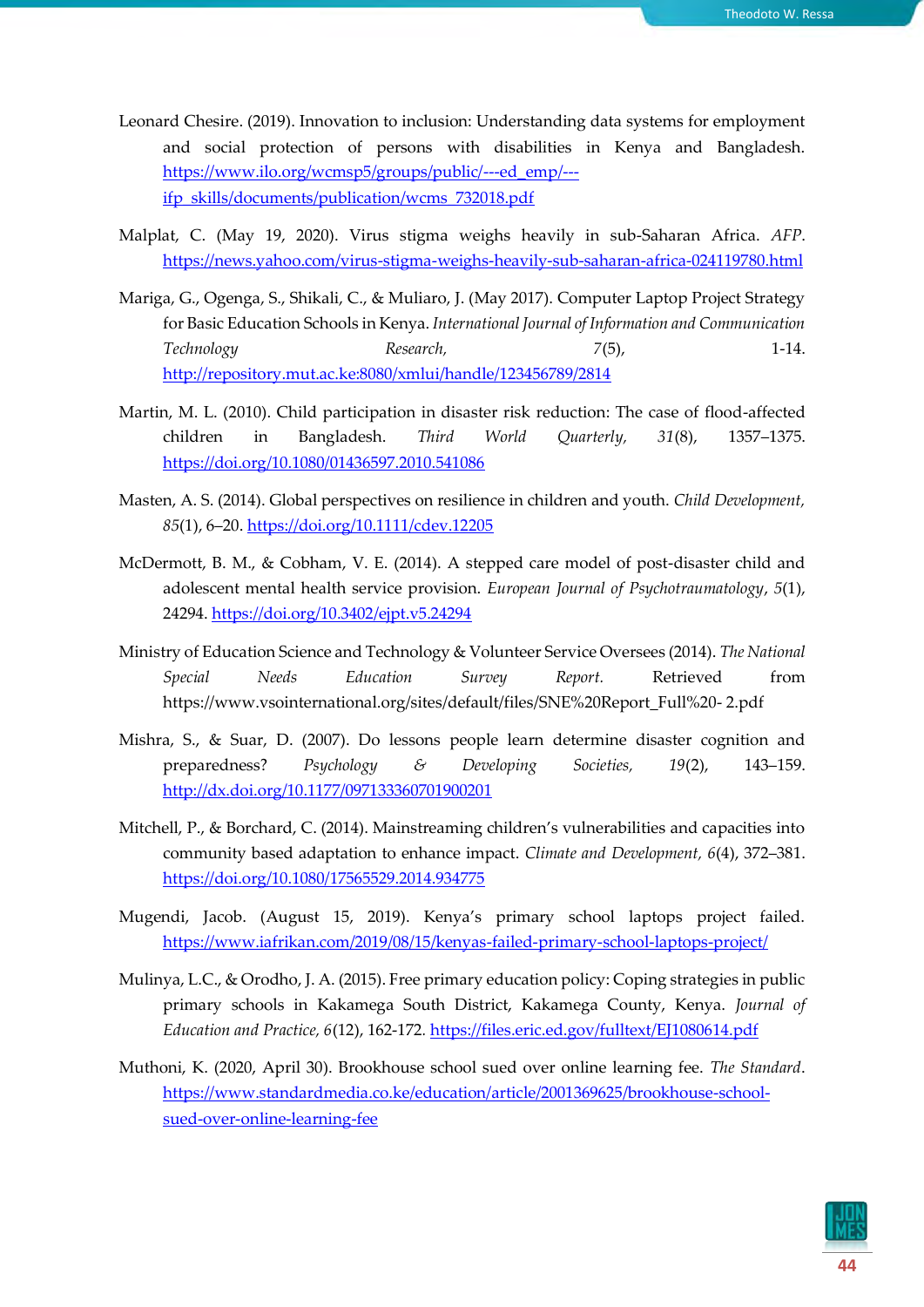Leonard Chesire. (2019). Innovation to inclusion: Understanding data systems for employment and social protection of persons with disabilities in Kenya and Bangladesh. https://www.ilo.org/wcmsp5/groups/public/---ed_emp/---ifp_skills/documents/publication/wcms_732018.pdf

Malplat, C. (May 19, 2020). Virus stigma weighs heavily in sub-Saharan Africa. *AFP*. https://news.yahoo.com/virus-stigma-weighs-heavily-sub-saharan-africa-024119780.html

Mariga, G., Ogenga, S., Shikali, C., & Muliaro, J. (May 2017). Computer Laptop Project Strategy for Basic Education Schools in Kenya. *International Journal of Information and Communication Technology Research, 7*(5), 1-14. http://repository.mut.ac.ke:8080/xmlui/handle/123456789/2814

Martin, M. L. (2010). Child participation in disaster risk reduction: The case of flood-affected children in Bangladesh. *Third World Quarterly, 31*(8), 1357–1375. https://doi.org/10.1080/01436597.2010.541086

Masten, A. S. (2014). Global perspectives on resilience in children and youth. *Child Development, 85*(1), 6–20. https://doi.org/10.1111/cdev.12205

McDermott, B. M., & Cobham, V. E. (2014). A stepped care model of post-disaster child and adolescent mental health service provision. *European Journal of Psychotraumatology*, *5*(1), 24294. https://doi.org/10.3402/ejpt.v5.24294

Ministry of Education Science and Technology & Volunteer Service Oversees (2014). *The National Special Needs Education Survey Report.* Retrieved from https://www.vsointernational.org/sites/default/files/SNE%20Report_Full%20- 2.pdf

Mishra, S., & Suar, D. (2007). Do lessons people learn determine disaster cognition and preparedness? *Psychology & Developing Societies, 19*(2), 143–159. http://dx.doi.org/10.1177/097133360701900201

Mitchell, P., & Borchard, C. (2014). Mainstreaming children's vulnerabilities and capacities into community based adaptation to enhance impact. *Climate and Development, 6*(4), 372–381. https://doi.org/10.1080/17565529.2014.934775

Mugendi, Jacob. (August 15, 2019). Kenya's primary school laptops project failed. https://www.iafrikan.com/2019/08/15/kenyas-failed-primary-school-laptops-project/

Mulinya, L.C., & Orodho, J. A. (2015). Free primary education policy: Coping strategies in public primary schools in Kakamega South District, Kakamega County, Kenya. *Journal of Education and Practice, 6*(12), 162-172. https://files.eric.ed.gov/fulltext/EJ1080614.pdf

Muthoni, K. (2020, April 30). Brookhouse school sued over online learning fee. *The Standard*. https://www.standardmedia.co.ke/education/article/2001369625/brookhouse-school-sued-over-online-learning-fee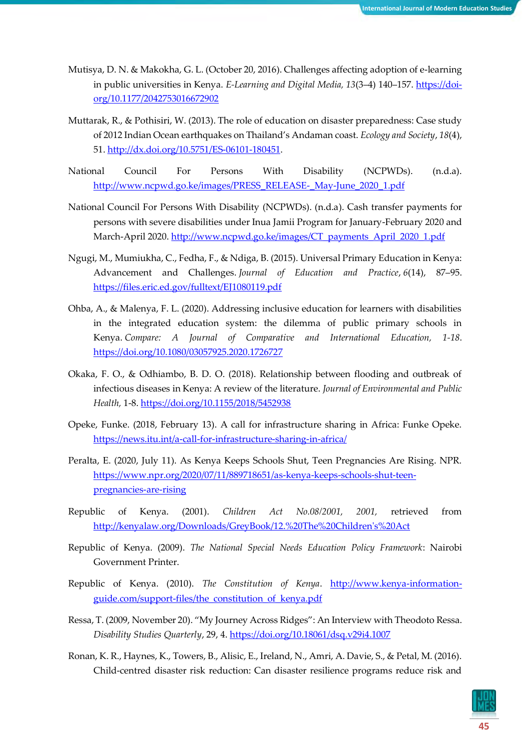Mutisya, D. N. & Makokha, G. L. (October 20, 2016). Challenges affecting adoption of e-learning in public universities in Kenya. *E-Learning and Digital Media, 13*(3–4) 140–157. https://doi-org/10.1177/2042753016672902

Muttarak, R., & Pothisiri, W. (2013). The role of education on disaster preparedness: Case study of 2012 Indian Ocean earthquakes on Thailand's Andaman coast. *Ecology and Society*, *18*(4), 51. http://dx.doi.org/10.5751/ES-06101-180451.

National Council For Persons With Disability (NCPWDs). (n.d.a). http://www.ncpwd.go.ke/images/PRESS_RELEASE-_May-June_2020_1.pdf

National Council For Persons With Disability (NCPWDs). (n.d.a). Cash transfer payments for persons with severe disabilities under Inua Jamii Program for January-February 2020 and March-April 2020. http://www.ncpwd.go.ke/images/CT_payments_April_2020_1.pdf

Ngugi, M., Mumiukha, C., Fedha, F., & Ndiga, B. (2015). Universal Primary Education in Kenya: Advancement and Challenges. *Journal of Education and Practice*, *6*(14), 87–95. https://files.eric.ed.gov/fulltext/EJ1080119.pdf

Ohba, A., & Malenya, F. L. (2020). Addressing inclusive education for learners with disabilities in the integrated education system: the dilemma of public primary schools in Kenya. *Compare: A Journal of Comparative and International Education, 1-18*. https://doi.org/10.1080/03057925.2020.1726727

Okaka, F. O., & Odhiambo, B. D. O. (2018). Relationship between flooding and outbreak of infectious diseases in Kenya: A review of the literature. *Journal of Environmental and Public Health,* 1-8. https://doi.org/10.1155/2018/5452938

Opeke, Funke. (2018, February 13). A call for infrastructure sharing in Africa: Funke Opeke. https://news.itu.int/a-call-for-infrastructure-sharing-in-africa/

Peralta, E. (2020, July 11). As Kenya Keeps Schools Shut, Teen Pregnancies Are Rising. NPR. https://www.npr.org/2020/07/11/889718651/as-kenya-keeps-schools-shut-teen-pregnancies-are-rising

Republic of Kenya. (2001). *Children Act No.08/2001, 2001,* retrieved from http://kenyalaw.org/Downloads/GreyBook/12.%20The%20Children's%20Act

Republic of Kenya. (2009). *The National Special Needs Education Policy Framework*: Nairobi Government Printer.

Republic of Kenya. (2010). *The Constitution of Kenya*. http://www.kenya-information-guide.com/support-files/the_constitution_of_kenya.pdf

Ressa, T. (2009, November 20). "My Journey Across Ridges": An Interview with Theodoto Ressa. *Disability Studies Quarterly*, 29, 4. https://doi.org/10.18061/dsq.v29i4.1007

Ronan, K. R., Haynes, K., Towers, B., Alisic, E., Ireland, N., Amri, A. Davie, S., & Petal, M. (2016). Child-centred disaster risk reduction: Can disaster resilience programs reduce risk and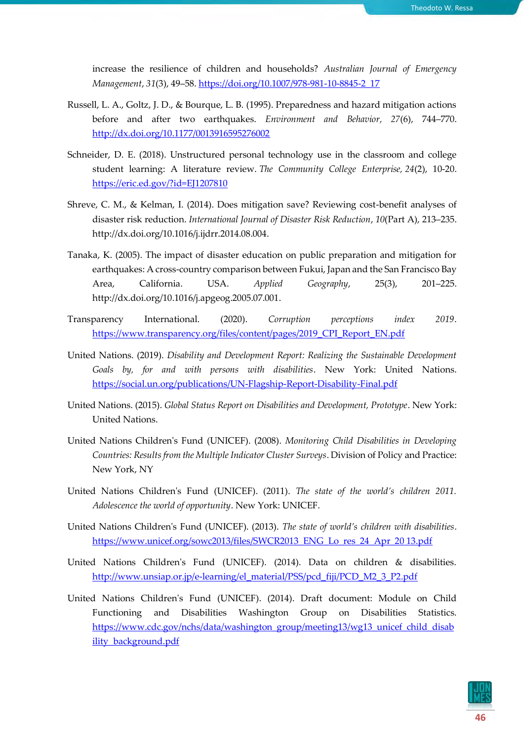increase the resilience of children and households? *Australian Journal of Emergency Management*, *31*(3), 49–58. https://doi.org/10.1007/978-981-10-8845-2_17

Russell, L. A., Goltz, J. D., & Bourque, L. B. (1995). Preparedness and hazard mitigation actions before and after two earthquakes. *Environment and Behavior, 27*(6), 744–770. http://dx.doi.org/10.1177/0013916595276002

Schneider, D. E. (2018). Unstructured personal technology use in the classroom and college student learning: A literature review. *The Community College Enterprise, 24*(2), 10-20. https://eric.ed.gov/?id=EJ1207810

Shreve, C. M., & Kelman, I. (2014). Does mitigation save? Reviewing cost-benefit analyses of disaster risk reduction. *International Journal of Disaster Risk Reduction*, *10*(Part A), 213–235. http://dx.doi.org/10.1016/j.ijdrr.2014.08.004.

Tanaka, K. (2005). The impact of disaster education on public preparation and mitigation for earthquakes: A cross-country comparison between Fukui, Japan and the San Francisco Bay Area, California. USA. *Applied Geography*, 25(3), 201–225. http://dx.doi.org/10.1016/j.apgeog.2005.07.001.

Transparency International. (2020). *Corruption perceptions index 2019*. https://www.transparency.org/files/content/pages/2019_CPI_Report_EN.pdf

United Nations. (2019). *Disability and Development Report: Realizing the Sustainable Development Goals by, for and with persons with disabilities*. New York: United Nations. https://social.un.org/publications/UN-Flagship-Report-Disability-Final.pdf

United Nations. (2015). *Global Status Report on Disabilities and Development, Prototype*. New York: United Nations.

United Nations Children's Fund (UNICEF). (2008). *Monitoring Child Disabilities in Developing Countries: Results from the Multiple Indicator Cluster Surveys*. Division of Policy and Practice: New York, NY

United Nations Children's Fund (UNICEF). (2011). *The state of the world's children 2011. Adolescence the world of opportunity*. New York: UNICEF.

United Nations Children's Fund (UNICEF). (2013). *The state of world's children with disabilities*. https://www.unicef.org/sowc2013/files/SWCR2013_ENG_Lo_res_24_Apr_20 13.pdf

United Nations Children's Fund (UNICEF). (2014). Data on children & disabilities. http://www.unsiap.or.jp/e-learning/el_material/PSS/pcd_fiji/PCD_M2_3_P2.pdf

United Nations Children's Fund (UNICEF). (2014). Draft document: Module on Child Functioning and Disabilities Washington Group on Disabilities Statistics. https://www.cdc.gov/nchs/data/washington_group/meeting13/wg13_unicef_child_disability_background.pdf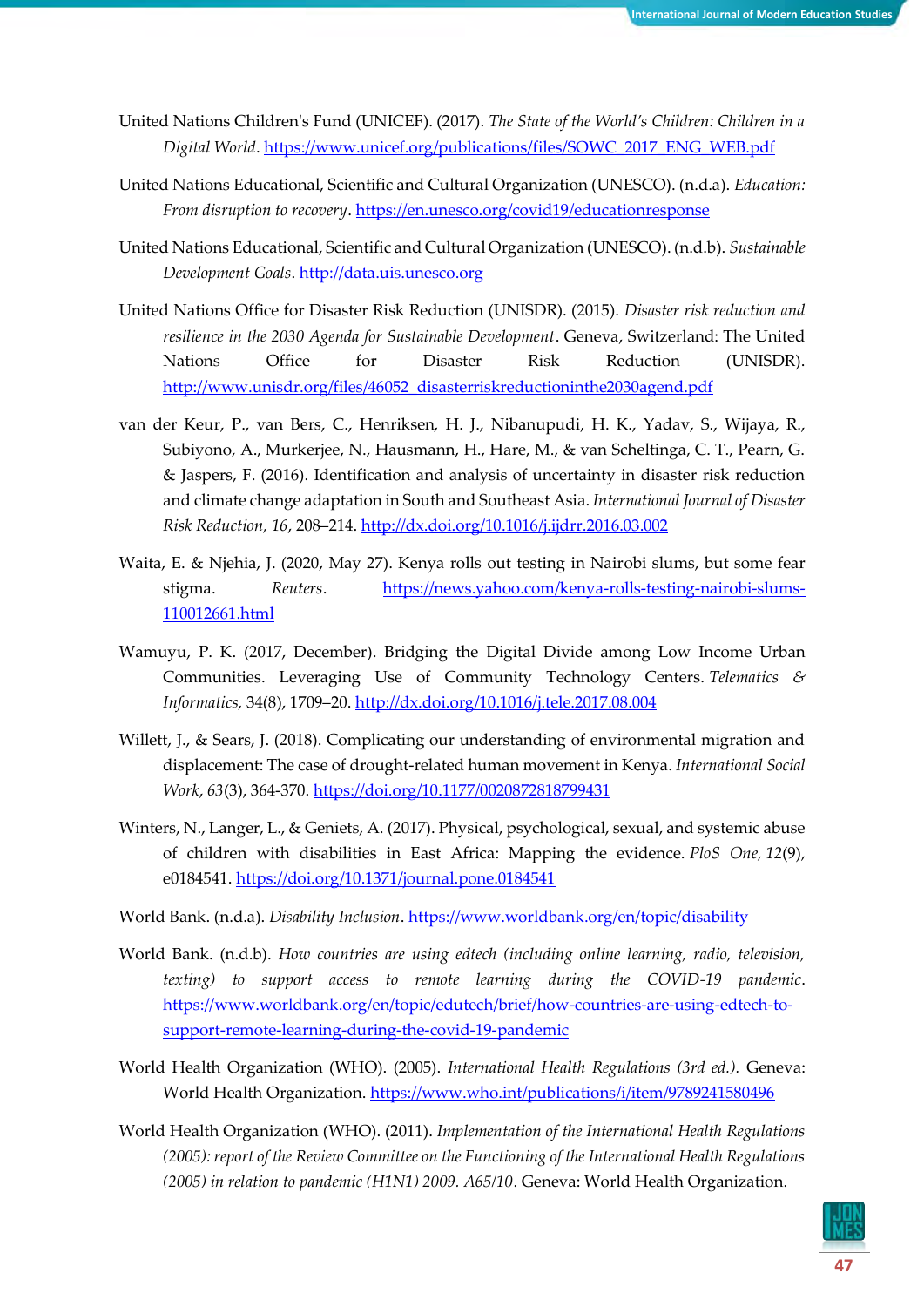United Nations Children's Fund (UNICEF). (2017). *The State of the World's Children: Children in a Digital World*. https://www.unicef.org/publications/files/SOWC_2017_ENG_WEB.pdf

United Nations Educational, Scientific and Cultural Organization (UNESCO). (n.d.a). *Education: From disruption to recovery*. https://en.unesco.org/covid19/educationresponse

United Nations Educational, Scientific and Cultural Organization (UNESCO). (n.d.b). *Sustainable Development Goals*. http://data.uis.unesco.org

United Nations Office for Disaster Risk Reduction (UNISDR). (2015). *Disaster risk reduction and resilience in the 2030 Agenda for Sustainable Development*. Geneva, Switzerland: The United Nations Office for Disaster Risk Reduction (UNISDR). http://www.unisdr.org/files/46052_disasterriskreductioninthe2030agend.pdf

van der Keur, P., van Bers, C., Henriksen, H. J., Nibanupudi, H. K., Yadav, S., Wijaya, R., Subiyono, A., Murkerjee, N., Hausmann, H., Hare, M., & van Scheltinga, C. T., Pearn, G. & Jaspers, F. (2016). Identification and analysis of uncertainty in disaster risk reduction and climate change adaptation in South and Southeast Asia. *International Journal of Disaster Risk Reduction, 16*, 208–214. http://dx.doi.org/10.1016/j.ijdrr.2016.03.002

Waita, E. & Njehia, J. (2020, May 27). Kenya rolls out testing in Nairobi slums, but some fear stigma. *Reuters*. https://news.yahoo.com/kenya-rolls-testing-nairobi-slums-110012661.html

Wamuyu, P. K. (2017, December). Bridging the Digital Divide among Low Income Urban Communities. Leveraging Use of Community Technology Centers. *Telematics & Informatics*, 34(8), 1709–20. http://dx.doi.org/10.1016/j.tele.2017.08.004

Willett, J., & Sears, J. (2018). Complicating our understanding of environmental migration and displacement: The case of drought-related human movement in Kenya. *International Social Work*, *63*(3), 364-370. https://doi.org/10.1177/0020872818799431

Winters, N., Langer, L., & Geniets, A. (2017). Physical, psychological, sexual, and systemic abuse of children with disabilities in East Africa: Mapping the evidence. *PloS One*, *12*(9), e0184541. https://doi.org/10.1371/journal.pone.0184541

World Bank. (n.d.a). *Disability Inclusion*. https://www.worldbank.org/en/topic/disability

World Bank. (n.d.b). *How countries are using edtech (including online learning, radio, television, texting) to support access to remote learning during the COVID-19 pandemic*. https://www.worldbank.org/en/topic/edutech/brief/how-countries-are-using-edtech-to-support-remote-learning-during-the-covid-19-pandemic

World Health Organization (WHO). (2005). *International Health Regulations (3rd ed.).* Geneva: World Health Organization. https://www.who.int/publications/i/item/9789241580496

World Health Organization (WHO). (2011). *Implementation of the International Health Regulations (2005): report of the Review Committee on the Functioning of the International Health Regulations (2005) in relation to pandemic (H1N1) 2009. A65/10*. Geneva: World Health Organization.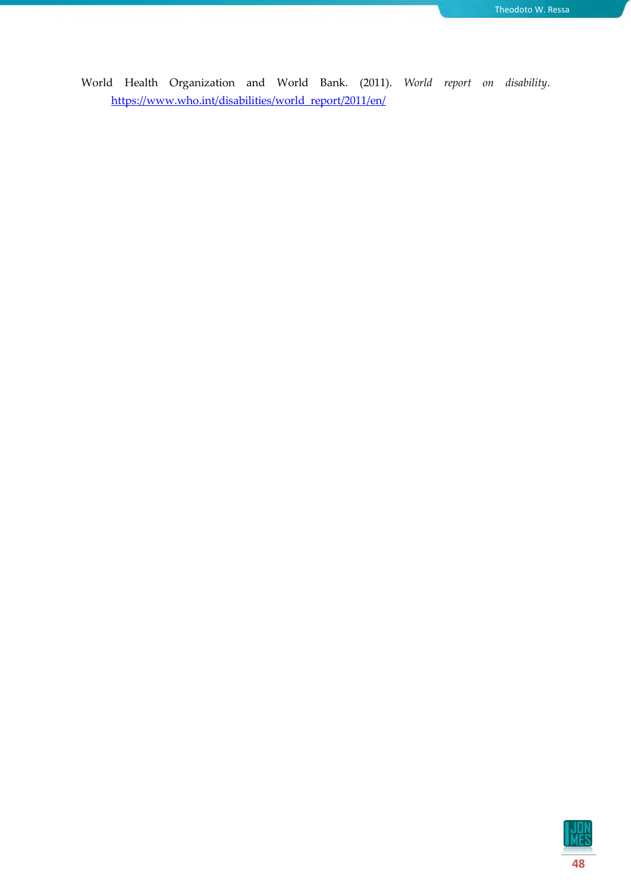World Health Organization and World Bank. (2011). *World report on disability*. https://www.who.int/disabilities/world_report/2011/en/